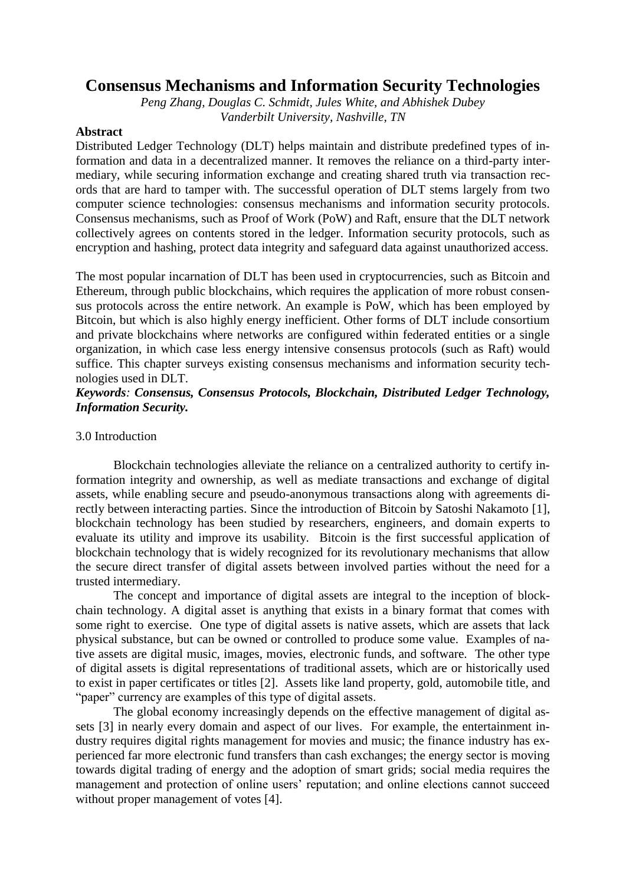# Consensus Mechanisms and Information Security Technologies

*Peng Zhang, Douglas C. Schmidt, Jules White, and Abhishek Dubey*
*Vanderbilt University, Nashville, TN*

**Abstract**

Distributed Ledger Technology (DLT) helps maintain and distribute predefined types of information and data in a decentralized manner. It removes the reliance on a third-party intermediary, while securing information exchange and creating shared truth via transaction records that are hard to tamper with. The successful operation of DLT stems largely from two computer science technologies: consensus mechanisms and information security protocols. Consensus mechanisms, such as Proof of Work (PoW) and Raft, ensure that the DLT network collectively agrees on contents stored in the ledger. Information security protocols, such as encryption and hashing, protect data integrity and safeguard data against unauthorized access.

The most popular incarnation of DLT has been used in cryptocurrencies, such as Bitcoin and Ethereum, through public blockchains, which requires the application of more robust consensus protocols across the entire network. An example is PoW, which has been employed by Bitcoin, but which is also highly energy inefficient. Other forms of DLT include consortium and private blockchains where networks are configured within federated entities or a single organization, in which case less energy intensive consensus protocols (such as Raft) would suffice. This chapter surveys existing consensus mechanisms and information security technologies used in DLT.

***Keywords**: Consensus, Consensus Protocols, Blockchain, Distributed Ledger Technology, Information Security.*

3.0 Introduction

Blockchain technologies alleviate the reliance on a centralized authority to certify information integrity and ownership, as well as mediate transactions and exchange of digital assets, while enabling secure and pseudo-anonymous transactions along with agreements directly between interacting parties. Since the introduction of Bitcoin by Satoshi Nakamoto [1], blockchain technology has been studied by researchers, engineers, and domain experts to evaluate its utility and improve its usability. Bitcoin is the first successful application of blockchain technology that is widely recognized for its revolutionary mechanisms that allow the secure direct transfer of digital assets between involved parties without the need for a trusted intermediary.

The concept and importance of digital assets are integral to the inception of blockchain technology. A digital asset is anything that exists in a binary format that comes with some right to exercise. One type of digital assets is native assets, which are assets that lack physical substance, but can be owned or controlled to produce some value. Examples of native assets are digital music, images, movies, electronic funds, and software. The other type of digital assets is digital representations of traditional assets, which are or historically used to exist in paper certificates or titles [2]. Assets like land property, gold, automobile title, and "paper" currency are examples of this type of digital assets.

The global economy increasingly depends on the effective management of digital assets [3] in nearly every domain and aspect of our lives. For example, the entertainment industry requires digital rights management for movies and music; the finance industry has experienced far more electronic fund transfers than cash exchanges; the energy sector is moving towards digital trading of energy and the adoption of smart grids; social media requires the management and protection of online users' reputation; and online elections cannot succeed without proper management of votes [4].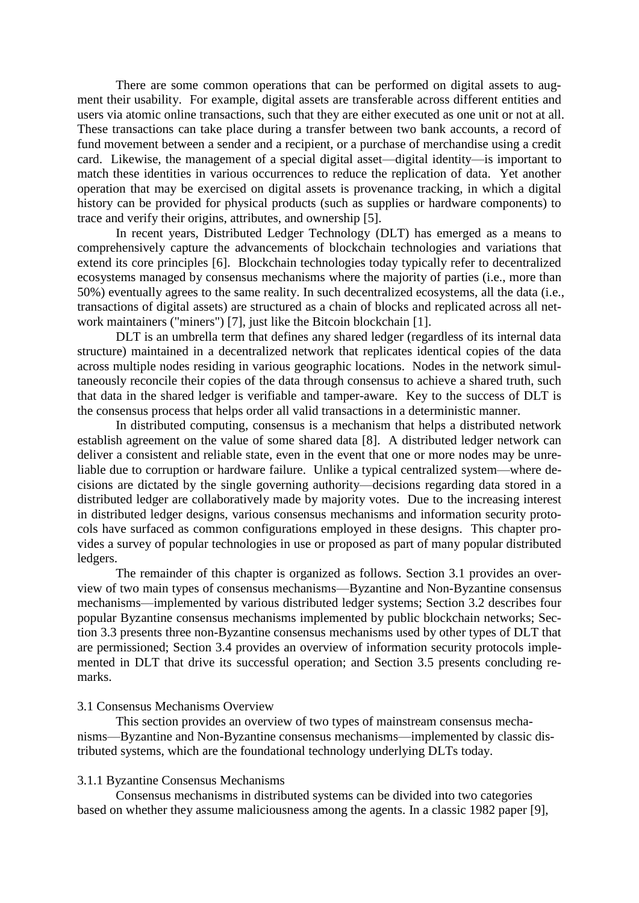There are some common operations that can be performed on digital assets to augment their usability. For example, digital assets are transferable across different entities and users via atomic online transactions, such that they are either executed as one unit or not at all. These transactions can take place during a transfer between two bank accounts, a record of fund movement between a sender and a recipient, or a purchase of merchandise using a credit card. Likewise, the management of a special digital asset—digital identity—is important to match these identities in various occurrences to reduce the replication of data. Yet another operation that may be exercised on digital assets is provenance tracking, in which a digital history can be provided for physical products (such as supplies or hardware components) to trace and verify their origins, attributes, and ownership [5].

In recent years, Distributed Ledger Technology (DLT) has emerged as a means to comprehensively capture the advancements of blockchain technologies and variations that extend its core principles [6]. Blockchain technologies today typically refer to decentralized ecosystems managed by consensus mechanisms where the majority of parties (i.e., more than 50%) eventually agrees to the same reality. In such decentralized ecosystems, all the data (i.e., transactions of digital assets) are structured as a chain of blocks and replicated across all network maintainers ("miners") [7], just like the Bitcoin blockchain [1].

DLT is an umbrella term that defines any shared ledger (regardless of its internal data structure) maintained in a decentralized network that replicates identical copies of the data across multiple nodes residing in various geographic locations. Nodes in the network simultaneously reconcile their copies of the data through consensus to achieve a shared truth, such that data in the shared ledger is verifiable and tamper-aware. Key to the success of DLT is the consensus process that helps order all valid transactions in a deterministic manner.

In distributed computing, consensus is a mechanism that helps a distributed network establish agreement on the value of some shared data [8]. A distributed ledger network can deliver a consistent and reliable state, even in the event that one or more nodes may be unreliable due to corruption or hardware failure. Unlike a typical centralized system—where decisions are dictated by the single governing authority—decisions regarding data stored in a distributed ledger are collaboratively made by majority votes. Due to the increasing interest in distributed ledger designs, various consensus mechanisms and information security protocols have surfaced as common configurations employed in these designs. This chapter provides a survey of popular technologies in use or proposed as part of many popular distributed ledgers.

The remainder of this chapter is organized as follows. Section 3.1 provides an overview of two main types of consensus mechanisms—Byzantine and Non-Byzantine consensus mechanisms—implemented by various distributed ledger systems; Section 3.2 describes four popular Byzantine consensus mechanisms implemented by public blockchain networks; Section 3.3 presents three non-Byzantine consensus mechanisms used by other types of DLT that are permissioned; Section 3.4 provides an overview of information security protocols implemented in DLT that drive its successful operation; and Section 3.5 presents concluding remarks.

## 3.1 Consensus Mechanisms Overview

This section provides an overview of two types of mainstream consensus mechanisms—Byzantine and Non-Byzantine consensus mechanisms—implemented by classic distributed systems, which are the foundational technology underlying DLTs today.

### 3.1.1 Byzantine Consensus Mechanisms

Consensus mechanisms in distributed systems can be divided into two categories based on whether they assume maliciousness among the agents. In a classic 1982 paper [9],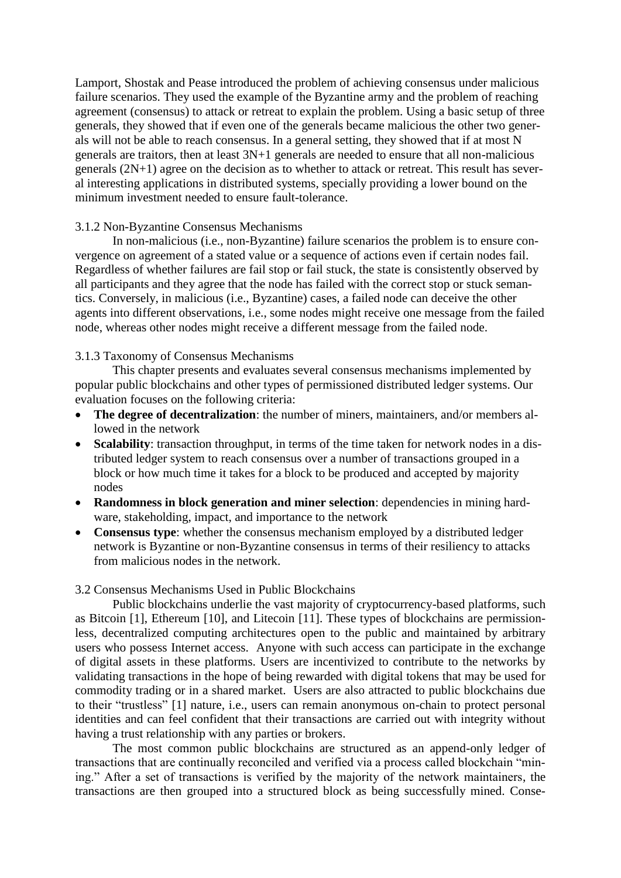Lamport, Shostak and Pease introduced the problem of achieving consensus under malicious failure scenarios. They used the example of the Byzantine army and the problem of reaching agreement (consensus) to attack or retreat to explain the problem. Using a basic setup of three generals, they showed that if even one of the generals became malicious the other two generals will not be able to reach consensus. In a general setting, they showed that if at most N generals are traitors, then at least 3N+1 generals are needed to ensure that all non-malicious generals (2N+1) agree on the decision as to whether to attack or retreat. This result has several interesting applications in distributed systems, specially providing a lower bound on the minimum investment needed to ensure fault-tolerance.

### 3.1.2 Non-Byzantine Consensus Mechanisms

In non-malicious (i.e., non-Byzantine) failure scenarios the problem is to ensure convergence on agreement of a stated value or a sequence of actions even if certain nodes fail. Regardless of whether failures are fail stop or fail stuck, the state is consistently observed by all participants and they agree that the node has failed with the correct stop or stuck semantics. Conversely, in malicious (i.e., Byzantine) cases, a failed node can deceive the other agents into different observations, i.e., some nodes might receive one message from the failed node, whereas other nodes might receive a different message from the failed node.

### 3.1.3 Taxonomy of Consensus Mechanisms

This chapter presents and evaluates several consensus mechanisms implemented by popular public blockchains and other types of permissioned distributed ledger systems. Our evaluation focuses on the following criteria:

- **The degree of decentralization**: the number of miners, maintainers, and/or members allowed in the network
- **Scalability**: transaction throughput, in terms of the time taken for network nodes in a distributed ledger system to reach consensus over a number of transactions grouped in a block or how much time it takes for a block to be produced and accepted by majority nodes
- **Randomness in block generation and miner selection**: dependencies in mining hardware, stakeholding, impact, and importance to the network
- **Consensus type**: whether the consensus mechanism employed by a distributed ledger network is Byzantine or non-Byzantine consensus in terms of their resiliency to attacks from malicious nodes in the network.

## 3.2 Consensus Mechanisms Used in Public Blockchains

Public blockchains underlie the vast majority of cryptocurrency-based platforms, such as Bitcoin [1], Ethereum [10], and Litecoin [11]. These types of blockchains are permissionless, decentralized computing architectures open to the public and maintained by arbitrary users who possess Internet access. Anyone with such access can participate in the exchange of digital assets in these platforms. Users are incentivized to contribute to the networks by validating transactions in the hope of being rewarded with digital tokens that may be used for commodity trading or in a shared market. Users are also attracted to public blockchains due to their "trustless" [1] nature, i.e., users can remain anonymous on-chain to protect personal identities and can feel confident that their transactions are carried out with integrity without having a trust relationship with any parties or brokers.

The most common public blockchains are structured as an append-only ledger of transactions that are continually reconciled and verified via a process called blockchain "mining." After a set of transactions is verified by the majority of the network maintainers, the transactions are then grouped into a structured block as being successfully mined. Conse-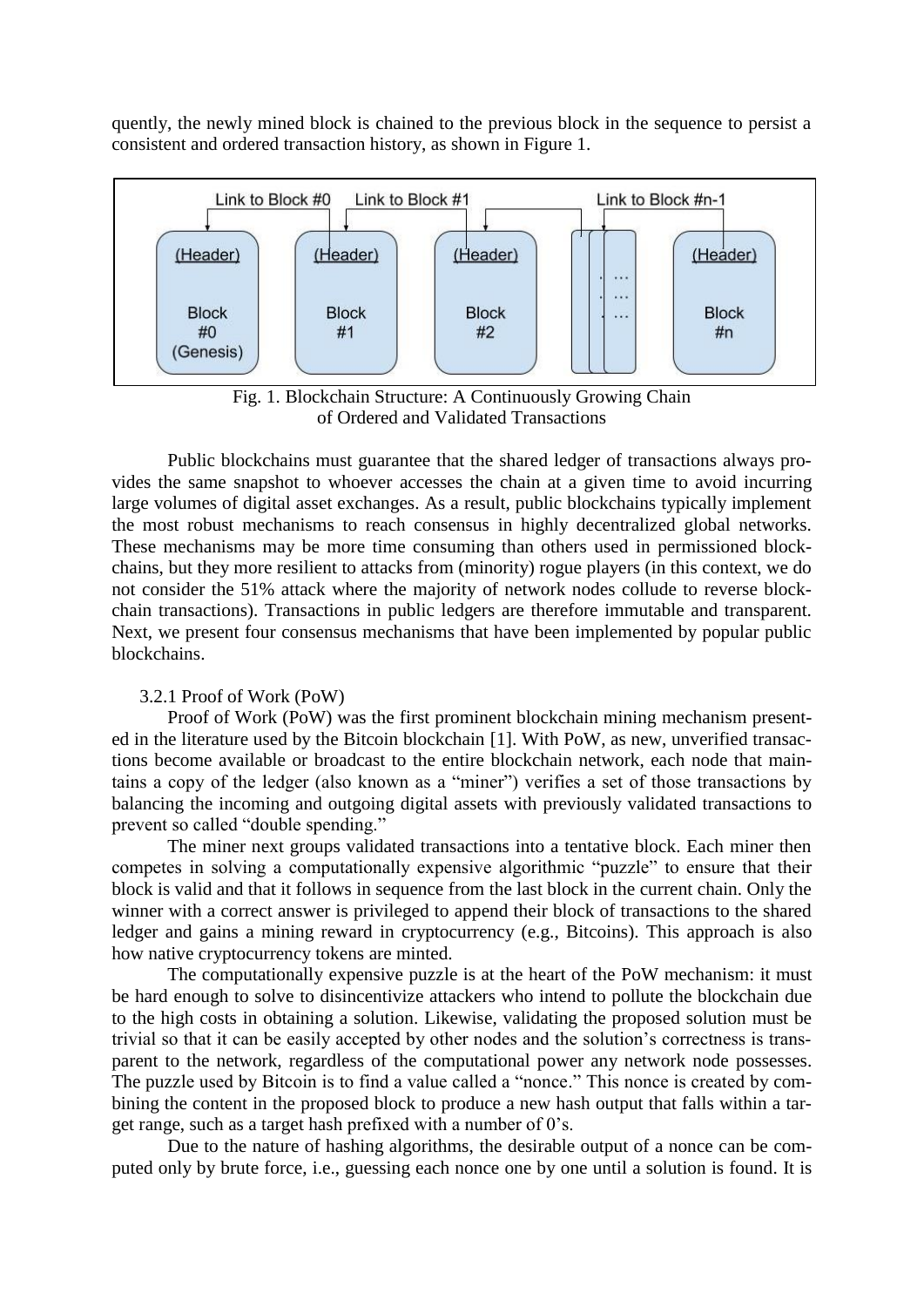quently, the newly mined block is chained to the previous block in the sequence to persist a consistent and ordered transaction history, as shown in Figure 1.

Link to Block #0
Link to Block #1
Link to Block #n-1
(Header)
Block #0 (Genesis)
(Header)
Block #1
(Header)
Block #2
...
(Header)
Block #n

Fig. 1. Blockchain Structure: A Continuously Growing Chain of Ordered and Validated Transactions

Public blockchains must guarantee that the shared ledger of transactions always provides the same snapshot to whoever accesses the chain at a given time to avoid incurring large volumes of digital asset exchanges. As a result, public blockchains typically implement the most robust mechanisms to reach consensus in highly decentralized global networks. These mechanisms may be more time consuming than others used in permissioned blockchains, but they more resilient to attacks from (minority) rogue players (in this context, we do not consider the 51% attack where the majority of network nodes collude to reverse blockchain transactions). Transactions in public ledgers are therefore immutable and transparent. Next, we present four consensus mechanisms that have been implemented by popular public blockchains.

#### 3.2.1 Proof of Work (PoW)

Proof of Work (PoW) was the first prominent blockchain mining mechanism presented in the literature used by the Bitcoin blockchain [1]. With PoW, as new, unverified transactions become available or broadcast to the entire blockchain network, each node that maintains a copy of the ledger (also known as a "miner") verifies a set of those transactions by balancing the incoming and outgoing digital assets with previously validated transactions to prevent so called "double spending."

The miner next groups validated transactions into a tentative block. Each miner then competes in solving a computationally expensive algorithmic "puzzle" to ensure that their block is valid and that it follows in sequence from the last block in the current chain. Only the winner with a correct answer is privileged to append their block of transactions to the shared ledger and gains a mining reward in cryptocurrency (e.g., Bitcoins). This approach is also how native cryptocurrency tokens are minted.

The computationally expensive puzzle is at the heart of the PoW mechanism: it must be hard enough to solve to disincentivize attackers who intend to pollute the blockchain due to the high costs in obtaining a solution. Likewise, validating the proposed solution must be trivial so that it can be easily accepted by other nodes and the solution's correctness is transparent to the network, regardless of the computational power any network node possesses. The puzzle used by Bitcoin is to find a value called a "nonce." This nonce is created by combining the content in the proposed block to produce a new hash output that falls within a target range, such as a target hash prefixed with a number of 0's.

Due to the nature of hashing algorithms, the desirable output of a nonce can be computed only by brute force, i.e., guessing each nonce one by one until a solution is found. It is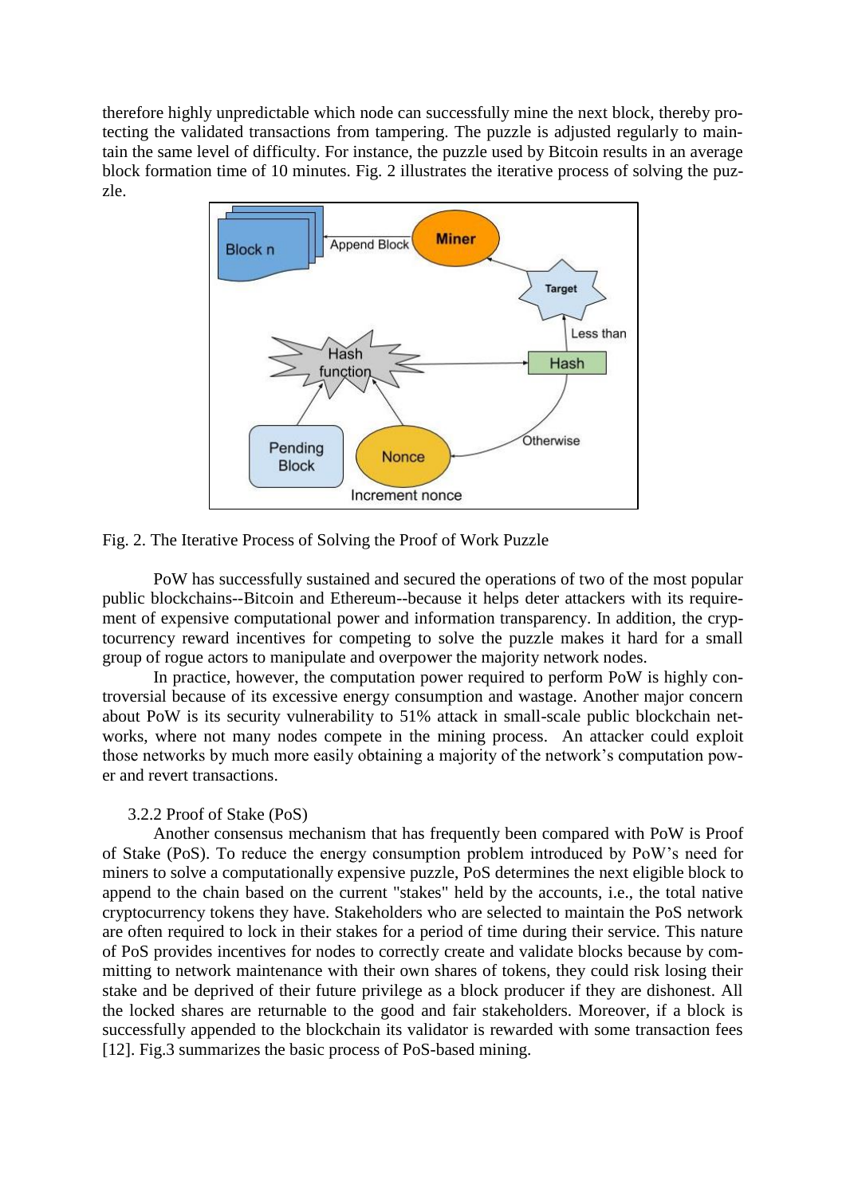therefore highly unpredictable which node can successfully mine the next block, thereby protecting the validated transactions from tampering. The puzzle is adjusted regularly to maintain the same level of difficulty. For instance, the puzzle used by Bitcoin results in an average block formation time of 10 minutes. Fig. 2 illustrates the iterative process of solving the puzzle.

Block n
Append Block
Miner
Target
Less than
Hash function
Hash
Pending Block
Nonce
Otherwise
Increment nonce

Fig. 2. The Iterative Process of Solving the Proof of Work Puzzle

PoW has successfully sustained and secured the operations of two of the most popular public blockchains--Bitcoin and Ethereum--because it helps deter attackers with its requirement of expensive computational power and information transparency. In addition, the cryptocurrency reward incentives for competing to solve the puzzle makes it hard for a small group of rogue actors to manipulate and overpower the majority network nodes.

In practice, however, the computation power required to perform PoW is highly controversial because of its excessive energy consumption and wastage. Another major concern about PoW is its security vulnerability to 51% attack in small-scale public blockchain networks, where not many nodes compete in the mining process. An attacker could exploit those networks by much more easily obtaining a majority of the network's computation power and revert transactions.

### 3.2.2 Proof of Stake (PoS)

Another consensus mechanism that has frequently been compared with PoW is Proof of Stake (PoS). To reduce the energy consumption problem introduced by PoW's need for miners to solve a computationally expensive puzzle, PoS determines the next eligible block to append to the chain based on the current "stakes" held by the accounts, i.e., the total native cryptocurrency tokens they have. Stakeholders who are selected to maintain the PoS network are often required to lock in their stakes for a period of time during their service. This nature of PoS provides incentives for nodes to correctly create and validate blocks because by committing to network maintenance with their own shares of tokens, they could risk losing their stake and be deprived of their future privilege as a block producer if they are dishonest. All the locked shares are returnable to the good and fair stakeholders. Moreover, if a block is successfully appended to the blockchain its validator is rewarded with some transaction fees [12]. Fig.3 summarizes the basic process of PoS-based mining.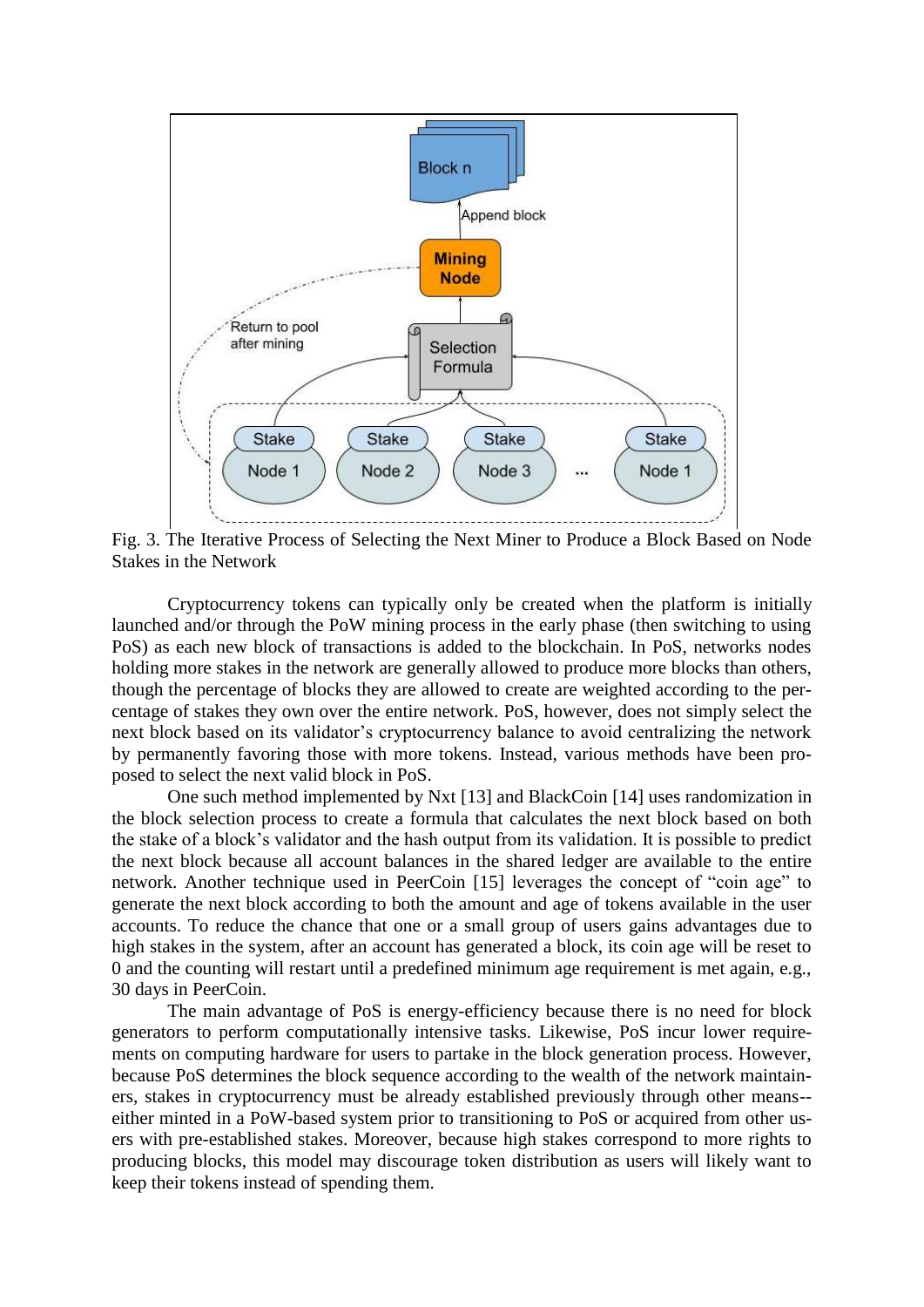Block n

Append block

Mining Node

Return to pool after mining

Selection Formula

Stake

Node 1

Stake

Node 2

Stake

Node 3

...

Stake

Node 1

Fig. 3. The Iterative Process of Selecting the Next Miner to Produce a Block Based on Node Stakes in the Network

Cryptocurrency tokens can typically only be created when the platform is initially launched and/or through the PoW mining process in the early phase (then switching to using PoS) as each new block of transactions is added to the blockchain. In PoS, networks nodes holding more stakes in the network are generally allowed to produce more blocks than others, though the percentage of blocks they are allowed to create are weighted according to the percentage of stakes they own over the entire network. PoS, however, does not simply select the next block based on its validator's cryptocurrency balance to avoid centralizing the network by permanently favoring those with more tokens. Instead, various methods have been proposed to select the next valid block in PoS.

One such method implemented by Nxt [13] and BlackCoin [14] uses randomization in the block selection process to create a formula that calculates the next block based on both the stake of a block's validator and the hash output from its validation. It is possible to predict the next block because all account balances in the shared ledger are available to the entire network. Another technique used in PeerCoin [15] leverages the concept of "coin age" to generate the next block according to both the amount and age of tokens available in the user accounts. To reduce the chance that one or a small group of users gains advantages due to high stakes in the system, after an account has generated a block, its coin age will be reset to 0 and the counting will restart until a predefined minimum age requirement is met again, e.g., 30 days in PeerCoin.

The main advantage of PoS is energy-efficiency because there is no need for block generators to perform computationally intensive tasks. Likewise, PoS incur lower requirements on computing hardware for users to partake in the block generation process. However, because PoS determines the block sequence according to the wealth of the network maintainers, stakes in cryptocurrency must be already established previously through other means--either minted in a PoW-based system prior to transitioning to PoS or acquired from other users with pre-established stakes. Moreover, because high stakes correspond to more rights to producing blocks, this model may discourage token distribution as users will likely want to keep their tokens instead of spending them.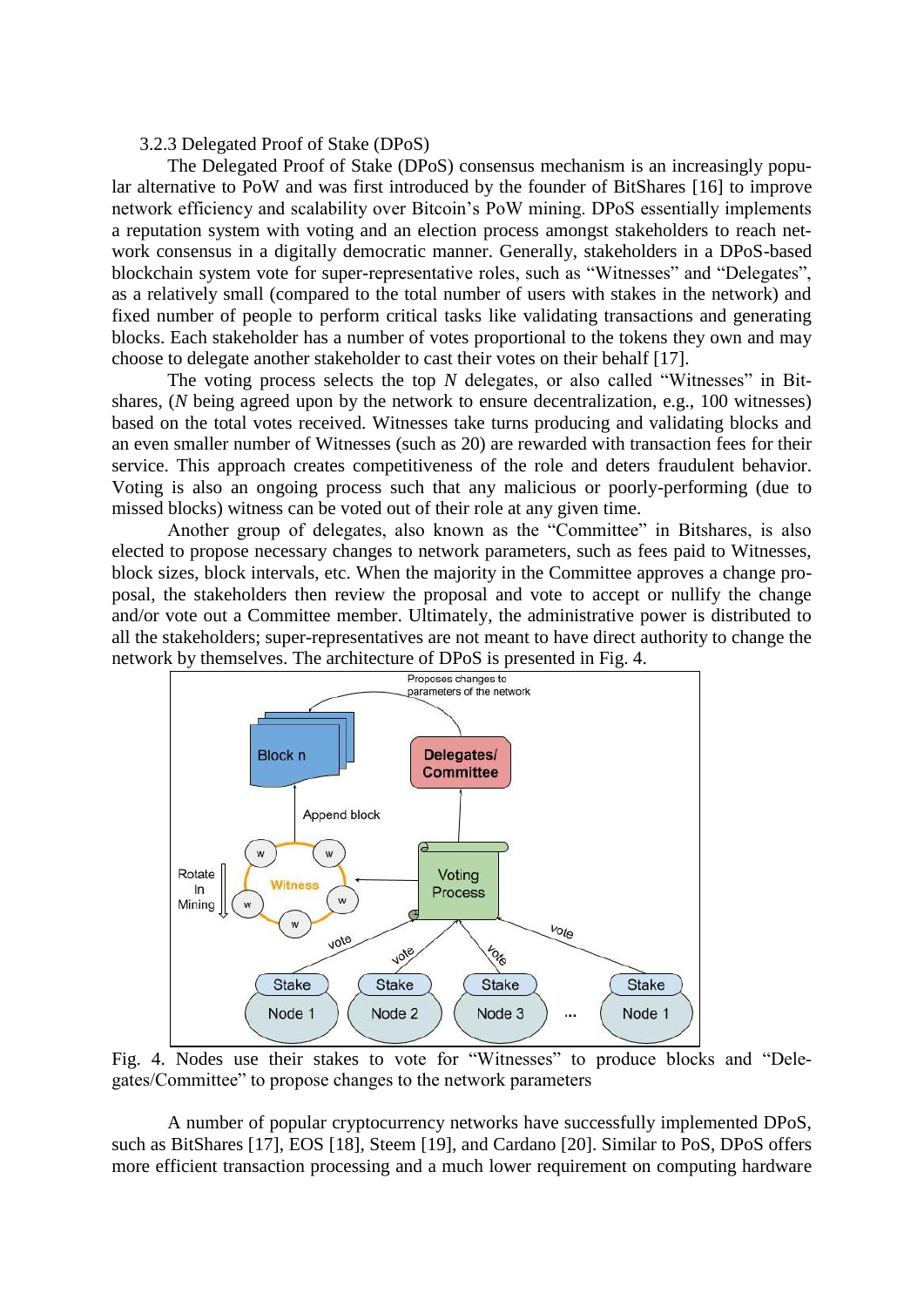### 3.2.3 Delegated Proof of Stake (DPoS)

The Delegated Proof of Stake (DPoS) consensus mechanism is an increasingly popular alternative to PoW and was first introduced by the founder of BitShares [16] to improve network efficiency and scalability over Bitcoin's PoW mining. DPoS essentially implements a reputation system with voting and an election process amongst stakeholders to reach network consensus in a digitally democratic manner. Generally, stakeholders in a DPoS-based blockchain system vote for super-representative roles, such as "Witnesses" and "Delegates", as a relatively small (compared to the total number of users with stakes in the network) and fixed number of people to perform critical tasks like validating transactions and generating blocks. Each stakeholder has a number of votes proportional to the tokens they own and may choose to delegate another stakeholder to cast their votes on their behalf [17].

The voting process selects the top *N* delegates, or also called "Witnesses" in Bitshares, (*N* being agreed upon by the network to ensure decentralization, e.g., 100 witnesses) based on the total votes received. Witnesses take turns producing and validating blocks and an even smaller number of Witnesses (such as 20) are rewarded with transaction fees for their service. This approach creates competitiveness of the role and deters fraudulent behavior. Voting is also an ongoing process such that any malicious or poorly-performing (due to missed blocks) witness can be voted out of their role at any given time.

Another group of delegates, also known as the "Committee" in Bitshares, is also elected to propose necessary changes to network parameters, such as fees paid to Witnesses, block sizes, block intervals, etc. When the majority in the Committee approves a change proposal, the stakeholders then review the proposal and vote to accept or nullify the change and/or vote out a Committee member. Ultimately, the administrative power is distributed to all the stakeholders; super-representatives are not meant to have direct authority to change the network by themselves. The architecture of DPoS is presented in Fig. 4.

Proposes changes to parameters of the network

Block n

Delegates/ Committee

Append block

Rotate In Mining

Witness

w

Voting Process

vote

Stake Node 1

Stake Node 2

Stake Node 3

...

Stake Node 1

Fig. 4. Nodes use their stakes to vote for "Witnesses" to produce blocks and "Delegates/Committee" to propose changes to the network parameters

A number of popular cryptocurrency networks have successfully implemented DPoS, such as BitShares [17], EOS [18], Steem [19], and Cardano [20]. Similar to PoS, DPoS offers more efficient transaction processing and a much lower requirement on computing hardware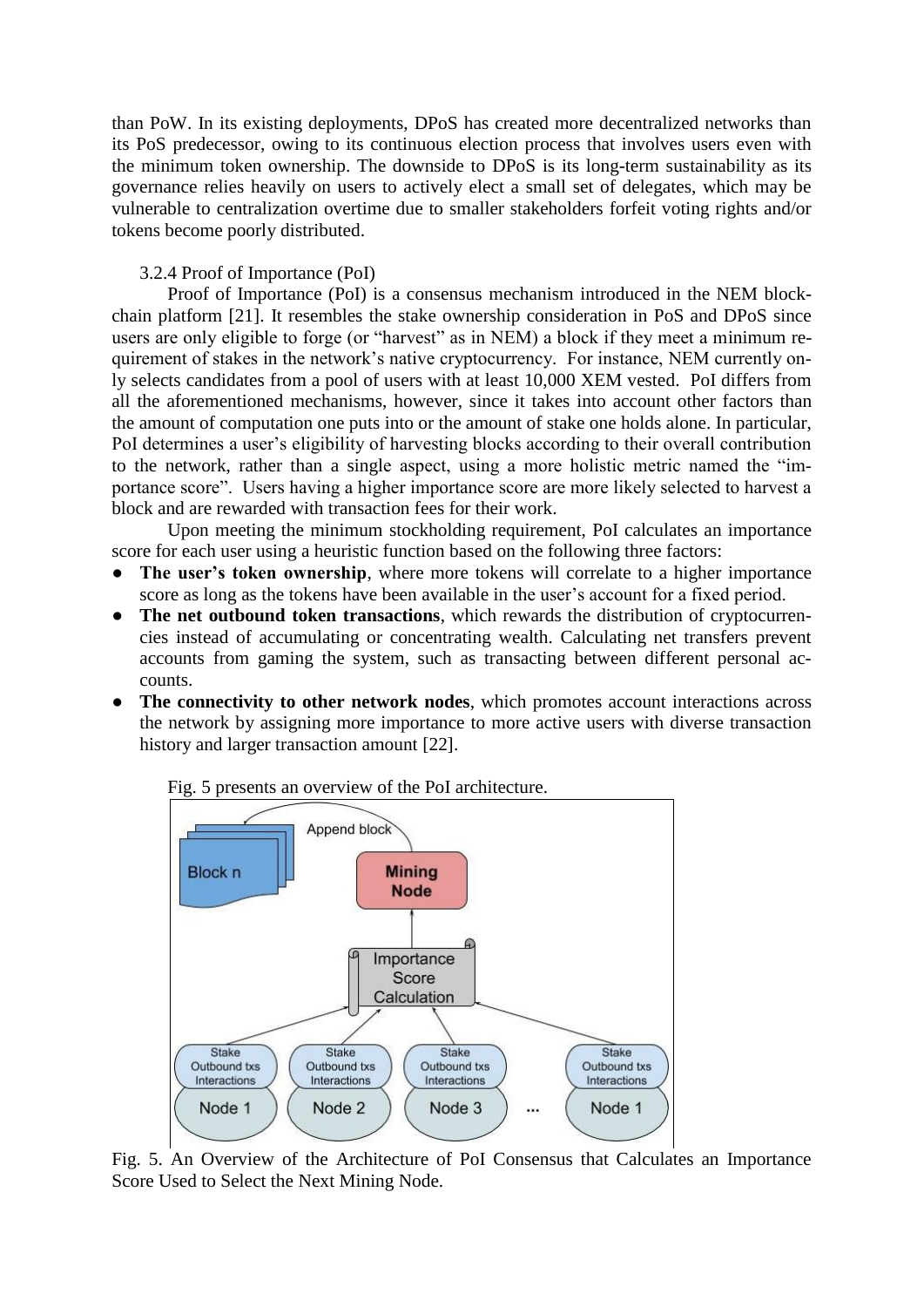than PoW. In its existing deployments, DPoS has created more decentralized networks than its PoS predecessor, owing to its continuous election process that involves users even with the minimum token ownership. The downside to DPoS is its long-term sustainability as its governance relies heavily on users to actively elect a small set of delegates, which may be vulnerable to centralization overtime due to smaller stakeholders forfeit voting rights and/or tokens become poorly distributed.

### 3.2.4 Proof of Importance (PoI)

Proof of Importance (PoI) is a consensus mechanism introduced in the NEM blockchain platform [21]. It resembles the stake ownership consideration in PoS and DPoS since users are only eligible to forge (or "harvest" as in NEM) a block if they meet a minimum requirement of stakes in the network's native cryptocurrency. For instance, NEM currently only selects candidates from a pool of users with at least 10,000 XEM vested. PoI differs from all the aforementioned mechanisms, however, since it takes into account other factors than the amount of computation one puts into or the amount of stake one holds alone. In particular, PoI determines a user's eligibility of harvesting blocks according to their overall contribution to the network, rather than a single aspect, using a more holistic metric named the "importance score". Users having a higher importance score are more likely selected to harvest a block and are rewarded with transaction fees for their work.

Upon meeting the minimum stockholding requirement, PoI calculates an importance score for each user using a heuristic function based on the following three factors:

- **The user's token ownership**, where more tokens will correlate to a higher importance score as long as the tokens have been available in the user's account for a fixed period.
- **The net outbound token transactions**, which rewards the distribution of cryptocurrencies instead of accumulating or concentrating wealth. Calculating net transfers prevent accounts from gaming the system, such as transacting between different personal accounts.
- **The connectivity to other network nodes**, which promotes account interactions across the network by assigning more importance to more active users with diverse transaction history and larger transaction amount [22].

Fig. 5 presents an overview of the PoI architecture.

Append block
Block n
Mining Node
Importance Score Calculation
Stake Outbound txs Interactions
Node 1
Stake Outbound txs Interactions
Node 2
Stake Outbound txs Interactions
Node 3
...
Stake Outbound txs Interactions
Node 1

Fig. 5. An Overview of the Architecture of PoI Consensus that Calculates an Importance Score Used to Select the Next Mining Node.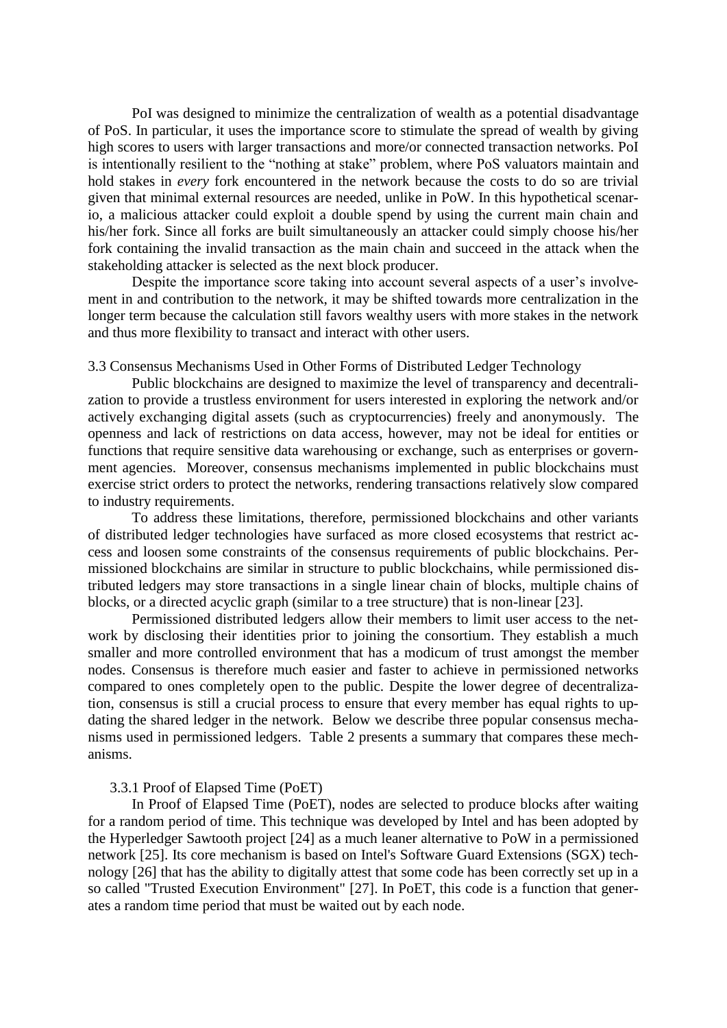PoI was designed to minimize the centralization of wealth as a potential disadvantage of PoS. In particular, it uses the importance score to stimulate the spread of wealth by giving high scores to users with larger transactions and more/or connected transaction networks. PoI is intentionally resilient to the "nothing at stake" problem, where PoS valuators maintain and hold stakes in *every* fork encountered in the network because the costs to do so are trivial given that minimal external resources are needed, unlike in PoW. In this hypothetical scenario, a malicious attacker could exploit a double spend by using the current main chain and his/her fork. Since all forks are built simultaneously an attacker could simply choose his/her fork containing the invalid transaction as the main chain and succeed in the attack when the stakeholding attacker is selected as the next block producer.

Despite the importance score taking into account several aspects of a user's involvement in and contribution to the network, it may be shifted towards more centralization in the longer term because the calculation still favors wealthy users with more stakes in the network and thus more flexibility to transact and interact with other users.

### 3.3 Consensus Mechanisms Used in Other Forms of Distributed Ledger Technology

Public blockchains are designed to maximize the level of transparency and decentralization to provide a trustless environment for users interested in exploring the network and/or actively exchanging digital assets (such as cryptocurrencies) freely and anonymously. The openness and lack of restrictions on data access, however, may not be ideal for entities or functions that require sensitive data warehousing or exchange, such as enterprises or government agencies. Moreover, consensus mechanisms implemented in public blockchains must exercise strict orders to protect the networks, rendering transactions relatively slow compared to industry requirements.

To address these limitations, therefore, permissioned blockchains and other variants of distributed ledger technologies have surfaced as more closed ecosystems that restrict access and loosen some constraints of the consensus requirements of public blockchains. Permissioned blockchains are similar in structure to public blockchains, while permissioned distributed ledgers may store transactions in a single linear chain of blocks, multiple chains of blocks, or a directed acyclic graph (similar to a tree structure) that is non-linear [23].

Permissioned distributed ledgers allow their members to limit user access to the network by disclosing their identities prior to joining the consortium. They establish a much smaller and more controlled environment that has a modicum of trust amongst the member nodes. Consensus is therefore much easier and faster to achieve in permissioned networks compared to ones completely open to the public. Despite the lower degree of decentralization, consensus is still a crucial process to ensure that every member has equal rights to updating the shared ledger in the network. Below we describe three popular consensus mechanisms used in permissioned ledgers. Table 2 presents a summary that compares these mechanisms.

#### 3.3.1 Proof of Elapsed Time (PoET)

In Proof of Elapsed Time (PoET), nodes are selected to produce blocks after waiting for a random period of time. This technique was developed by Intel and has been adopted by the Hyperledger Sawtooth project [24] as a much leaner alternative to PoW in a permissioned network [25]. Its core mechanism is based on Intel's Software Guard Extensions (SGX) technology [26] that has the ability to digitally attest that some code has been correctly set up in a so called "Trusted Execution Environment" [27]. In PoET, this code is a function that generates a random time period that must be waited out by each node.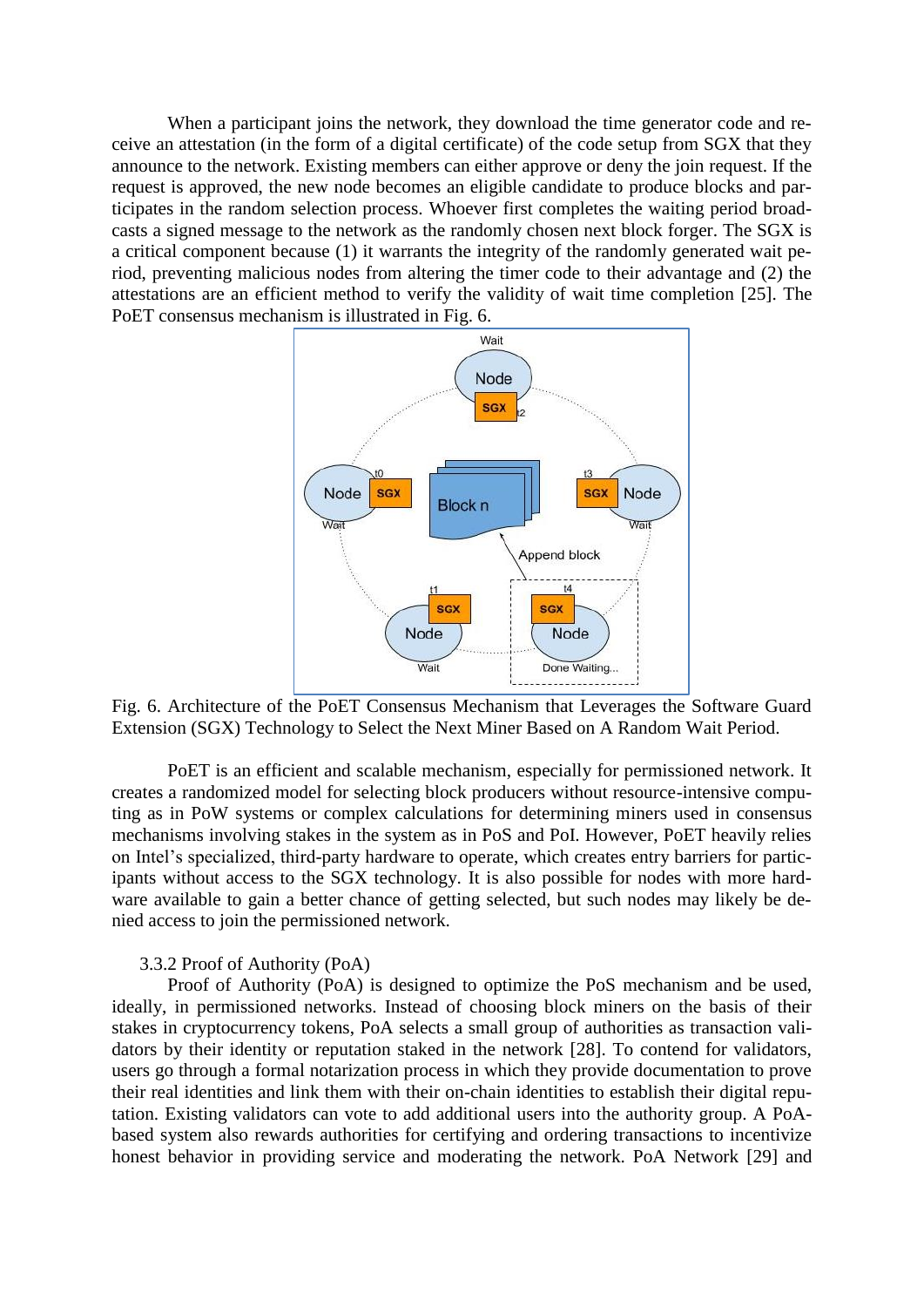When a participant joins the network, they download the time generator code and receive an attestation (in the form of a digital certificate) of the code setup from SGX that they announce to the network. Existing members can either approve or deny the join request. If the request is approved, the new node becomes an eligible candidate to produce blocks and participates in the random selection process. Whoever first completes the waiting period broadcasts a signed message to the network as the randomly chosen next block forger. The SGX is a critical component because (1) it warrants the integrity of the randomly generated wait period, preventing malicious nodes from altering the timer code to their advantage and (2) the attestations are an efficient method to verify the validity of wait time completion [25]. The PoET consensus mechanism is illustrated in Fig. 6.

Wait
Node
SGX
t2
t0
Node
SGX
Wait
Block n
t3
SGX
Node
Wait
Append block
t1
SGX
Node
Wait
t4
SGX
Node
Done Waiting...

Fig. 6. Architecture of the PoET Consensus Mechanism that Leverages the Software Guard Extension (SGX) Technology to Select the Next Miner Based on A Random Wait Period.

PoET is an efficient and scalable mechanism, especially for permissioned network. It creates a randomized model for selecting block producers without resource-intensive computing as in PoW systems or complex calculations for determining miners used in consensus mechanisms involving stakes in the system as in PoS and PoI. However, PoET heavily relies on Intel's specialized, third-party hardware to operate, which creates entry barriers for participants without access to the SGX technology. It is also possible for nodes with more hardware available to gain a better chance of getting selected, but such nodes may likely be denied access to join the permissioned network.

### 3.3.2 Proof of Authority (PoA)

Proof of Authority (PoA) is designed to optimize the PoS mechanism and be used, ideally, in permissioned networks. Instead of choosing block miners on the basis of their stakes in cryptocurrency tokens, PoA selects a small group of authorities as transaction validators by their identity or reputation staked in the network [28]. To contend for validators, users go through a formal notarization process in which they provide documentation to prove their real identities and link them with their on-chain identities to establish their digital reputation. Existing validators can vote to add additional users into the authority group. A PoA-based system also rewards authorities for certifying and ordering transactions to incentivize honest behavior in providing service and moderating the network. PoA Network [29] and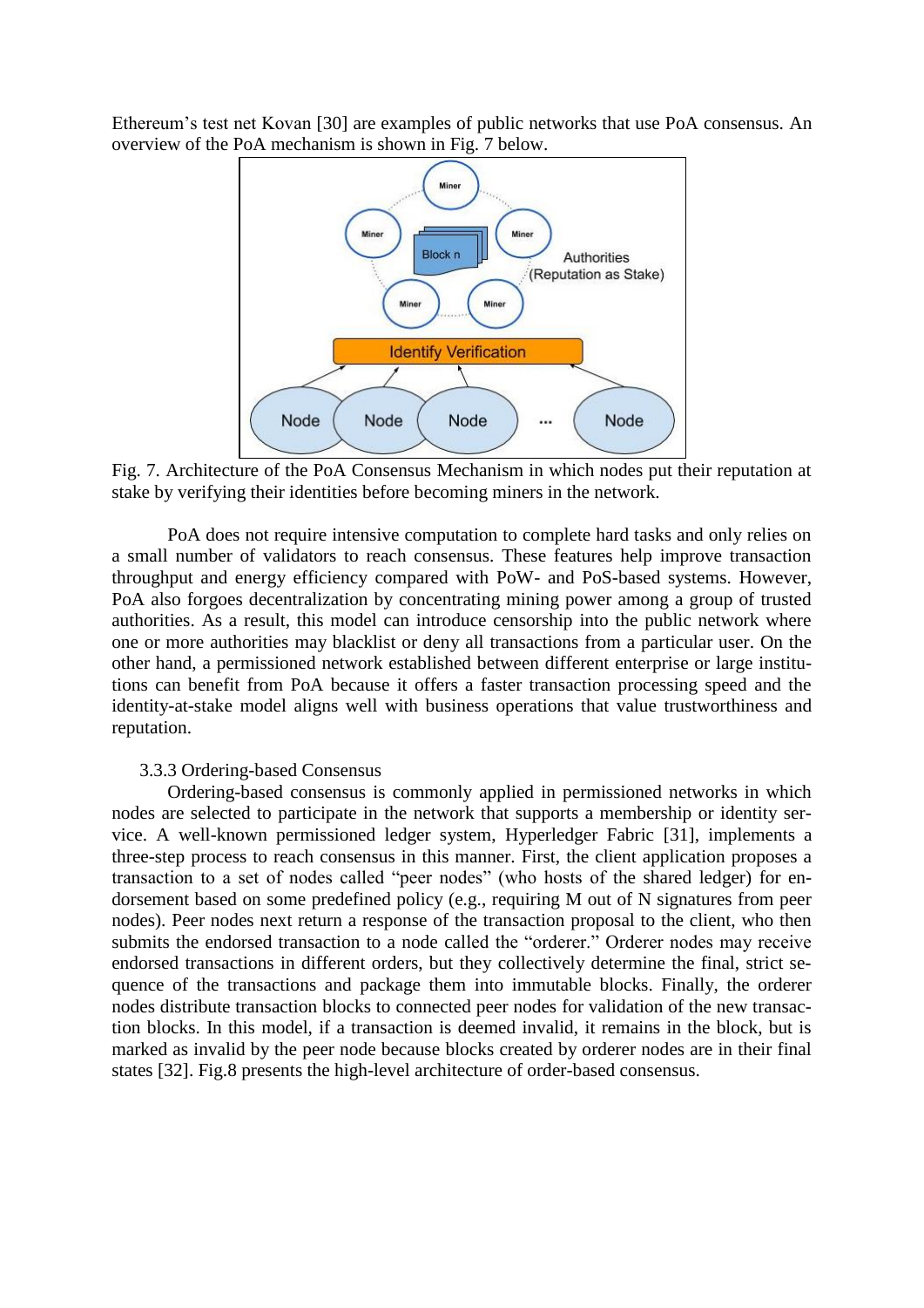Ethereum's test net Kovan [30] are examples of public networks that use PoA consensus. An overview of the PoA mechanism is shown in Fig. 7 below.

Miner
Miner
Miner
Block n
Authorities
(Reputation as Stake)
Miner
Miner
Identify Verification
Node
Node
Node
...
Node

Fig. 7. Architecture of the PoA Consensus Mechanism in which nodes put their reputation at stake by verifying their identities before becoming miners in the network.

PoA does not require intensive computation to complete hard tasks and only relies on a small number of validators to reach consensus. These features help improve transaction throughput and energy efficiency compared with PoW- and PoS-based systems. However, PoA also forgoes decentralization by concentrating mining power among a group of trusted authorities. As a result, this model can introduce censorship into the public network where one or more authorities may blacklist or deny all transactions from a particular user. On the other hand, a permissioned network established between different enterprise or large institutions can benefit from PoA because it offers a faster transaction processing speed and the identity-at-stake model aligns well with business operations that value trustworthiness and reputation.

### 3.3.3 Ordering-based Consensus

Ordering-based consensus is commonly applied in permissioned networks in which nodes are selected to participate in the network that supports a membership or identity service. A well-known permissioned ledger system, Hyperledger Fabric [31], implements a three-step process to reach consensus in this manner. First, the client application proposes a transaction to a set of nodes called "peer nodes" (who hosts of the shared ledger) for endorsement based on some predefined policy (e.g., requiring M out of N signatures from peer nodes). Peer nodes next return a response of the transaction proposal to the client, who then submits the endorsed transaction to a node called the "orderer." Orderer nodes may receive endorsed transactions in different orders, but they collectively determine the final, strict sequence of the transactions and package them into immutable blocks. Finally, the orderer nodes distribute transaction blocks to connected peer nodes for validation of the new transaction blocks. In this model, if a transaction is deemed invalid, it remains in the block, but is marked as invalid by the peer node because blocks created by orderer nodes are in their final states [32]. Fig.8 presents the high-level architecture of order-based consensus.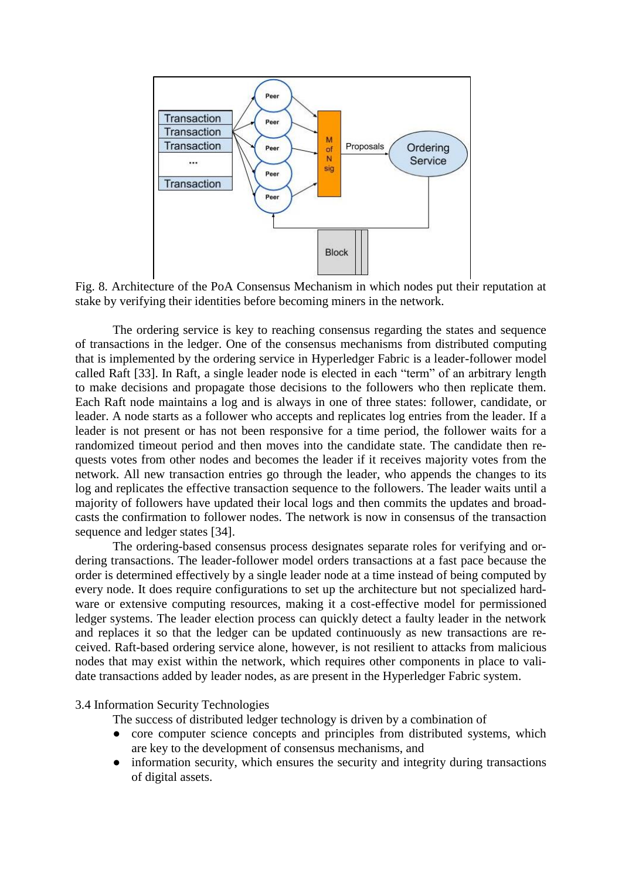Transaction
Transaction
Transaction
...
Transaction
Peer
Peer
Peer
Peer
Peer
M of N sig
Proposals
Ordering Service
Block

Fig. 8. Architecture of the PoA Consensus Mechanism in which nodes put their reputation at stake by verifying their identities before becoming miners in the network.

The ordering service is key to reaching consensus regarding the states and sequence of transactions in the ledger. One of the consensus mechanisms from distributed computing that is implemented by the ordering service in Hyperledger Fabric is a leader-follower model called Raft [33]. In Raft, a single leader node is elected in each "term" of an arbitrary length to make decisions and propagate those decisions to the followers who then replicate them. Each Raft node maintains a log and is always in one of three states: follower, candidate, or leader. A node starts as a follower who accepts and replicates log entries from the leader. If a leader is not present or has not been responsive for a time period, the follower waits for a randomized timeout period and then moves into the candidate state. The candidate then requests votes from other nodes and becomes the leader if it receives majority votes from the network. All new transaction entries go through the leader, who appends the changes to its log and replicates the effective transaction sequence to the followers. The leader waits until a majority of followers have updated their local logs and then commits the updates and broadcasts the confirmation to follower nodes. The network is now in consensus of the transaction sequence and ledger states [34].

The ordering-based consensus process designates separate roles for verifying and ordering transactions. The leader-follower model orders transactions at a fast pace because the order is determined effectively by a single leader node at a time instead of being computed by every node. It does require configurations to set up the architecture but not specialized hardware or extensive computing resources, making it a cost-effective model for permissioned ledger systems. The leader election process can quickly detect a faulty leader in the network and replaces it so that the ledger can be updated continuously as new transactions are received. Raft-based ordering service alone, however, is not resilient to attacks from malicious nodes that may exist within the network, which requires other components in place to validate transactions added by leader nodes, as are present in the Hyperledger Fabric system.

### 3.4 Information Security Technologies

The success of distributed ledger technology is driven by a combination of

- core computer science concepts and principles from distributed systems, which are key to the development of consensus mechanisms, and
- information security, which ensures the security and integrity during transactions of digital assets.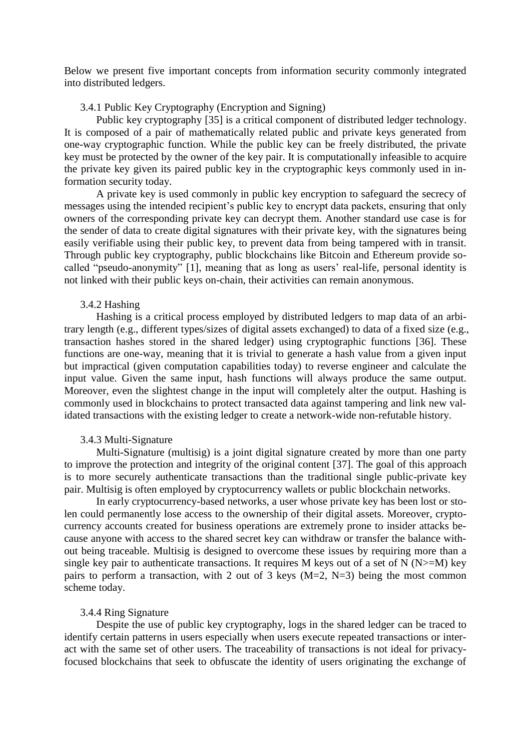Below we present five important concepts from information security commonly integrated into distributed ledgers.

### 3.4.1 Public Key Cryptography (Encryption and Signing)

Public key cryptography [35] is a critical component of distributed ledger technology. It is composed of a pair of mathematically related public and private keys generated from one-way cryptographic function. While the public key can be freely distributed, the private key must be protected by the owner of the key pair. It is computationally infeasible to acquire the private key given its paired public key in the cryptographic keys commonly used in information security today.

A private key is used commonly in public key encryption to safeguard the secrecy of messages using the intended recipient's public key to encrypt data packets, ensuring that only owners of the corresponding private key can decrypt them. Another standard use case is for the sender of data to create digital signatures with their private key, with the signatures being easily verifiable using their public key, to prevent data from being tampered with in transit. Through public key cryptography, public blockchains like Bitcoin and Ethereum provide so-called "pseudo-anonymity" [1], meaning that as long as users' real-life, personal identity is not linked with their public keys on-chain, their activities can remain anonymous.

### 3.4.2 Hashing

Hashing is a critical process employed by distributed ledgers to map data of an arbitrary length (e.g., different types/sizes of digital assets exchanged) to data of a fixed size (e.g., transaction hashes stored in the shared ledger) using cryptographic functions [36]. These functions are one-way, meaning that it is trivial to generate a hash value from a given input but impractical (given computation capabilities today) to reverse engineer and calculate the input value. Given the same input, hash functions will always produce the same output. Moreover, even the slightest change in the input will completely alter the output. Hashing is commonly used in blockchains to protect transacted data against tampering and link new validated transactions with the existing ledger to create a network-wide non-refutable history.

### 3.4.3 Multi-Signature

Multi-Signature (multisig) is a joint digital signature created by more than one party to improve the protection and integrity of the original content [37]. The goal of this approach is to more securely authenticate transactions than the traditional single public-private key pair. Multisig is often employed by cryptocurrency wallets or public blockchain networks.

In early cryptocurrency-based networks, a user whose private key has been lost or stolen could permanently lose access to the ownership of their digital assets. Moreover, cryptocurrency accounts created for business operations are extremely prone to insider attacks because anyone with access to the shared secret key can withdraw or transfer the balance without being traceable. Multisig is designed to overcome these issues by requiring more than a single key pair to authenticate transactions. It requires M keys out of a set of N ($N>=M$) key pairs to perform a transaction, with 2 out of 3 keys ($M=2$, $N=3$) being the most common scheme today.

### 3.4.4 Ring Signature

Despite the use of public key cryptography, logs in the shared ledger can be traced to identify certain patterns in users especially when users execute repeated transactions or interact with the same set of other users. The traceability of transactions is not ideal for privacy-focused blockchains that seek to obfuscate the identity of users originating the exchange of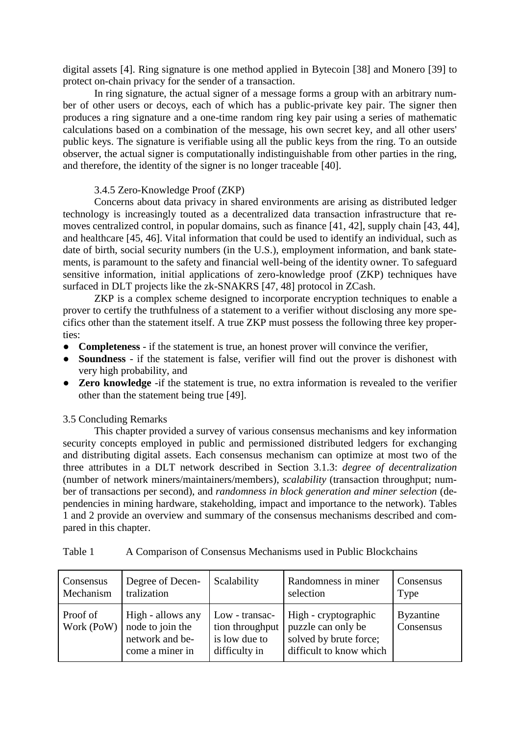digital assets [4]. Ring signature is one method applied in Bytecoin [38] and Monero [39] to protect on-chain privacy for the sender of a transaction.

In ring signature, the actual signer of a message forms a group with an arbitrary number of other users or decoys, each of which has a public-private key pair. The signer then produces a ring signature and a one-time random ring key pair using a series of mathematic calculations based on a combination of the message, his own secret key, and all other users' public keys. The signature is verifiable using all the public keys from the ring. To an outside observer, the actual signer is computationally indistinguishable from other parties in the ring, and therefore, the identity of the signer is no longer traceable [40].

### 3.4.5 Zero-Knowledge Proof (ZKP)

Concerns about data privacy in shared environments are arising as distributed ledger technology is increasingly touted as a decentralized data transaction infrastructure that removes centralized control, in popular domains, such as finance [41, 42], supply chain [43, 44], and healthcare [45, 46]. Vital information that could be used to identify an individual, such as date of birth, social security numbers (in the U.S.), employment information, and bank statements, is paramount to the safety and financial well-being of the identity owner. To safeguard sensitive information, initial applications of zero-knowledge proof (ZKP) techniques have surfaced in DLT projects like the zk-SNAKRS [47, 48] protocol in ZCash.

ZKP is a complex scheme designed to incorporate encryption techniques to enable a prover to certify the truthfulness of a statement to a verifier without disclosing any more specifics other than the statement itself. A true ZKP must possess the following three key properties:

- **Completeness** - if the statement is true, an honest prover will convince the verifier,
- **Soundness** - if the statement is false, verifier will find out the prover is dishonest with very high probability, and
- **Zero knowledge** -if the statement is true, no extra information is revealed to the verifier other than the statement being true [49].

## 3.5 Concluding Remarks

This chapter provided a survey of various consensus mechanisms and key information security concepts employed in public and permissioned distributed ledgers for exchanging and distributing digital assets. Each consensus mechanism can optimize at most two of the three attributes in a DLT network described in Section 3.1.3: *degree of decentralization* (number of network miners/maintainers/members), *scalability* (transaction throughput; number of transactions per second), and *randomness in block generation and miner selection* (dependencies in mining hardware, stakeholding, impact and importance to the network). Tables 1 and 2 provide an overview and summary of the consensus mechanisms described and compared in this chapter.

Table 1 A Comparison of Consensus Mechanisms used in Public Blockchains

| Consensus Mechanism | Degree of Decentralization | Scalability | Randomness in miner selection | Consensus Type |
|---|---|---|---|---|
| Proof of Work (PoW) | High - allows any node to join the network and become a miner in | Low - transaction throughput is low due to difficulty in | High - cryptographic puzzle can only be solved by brute force; difficult to know which | Byzantine Consensus |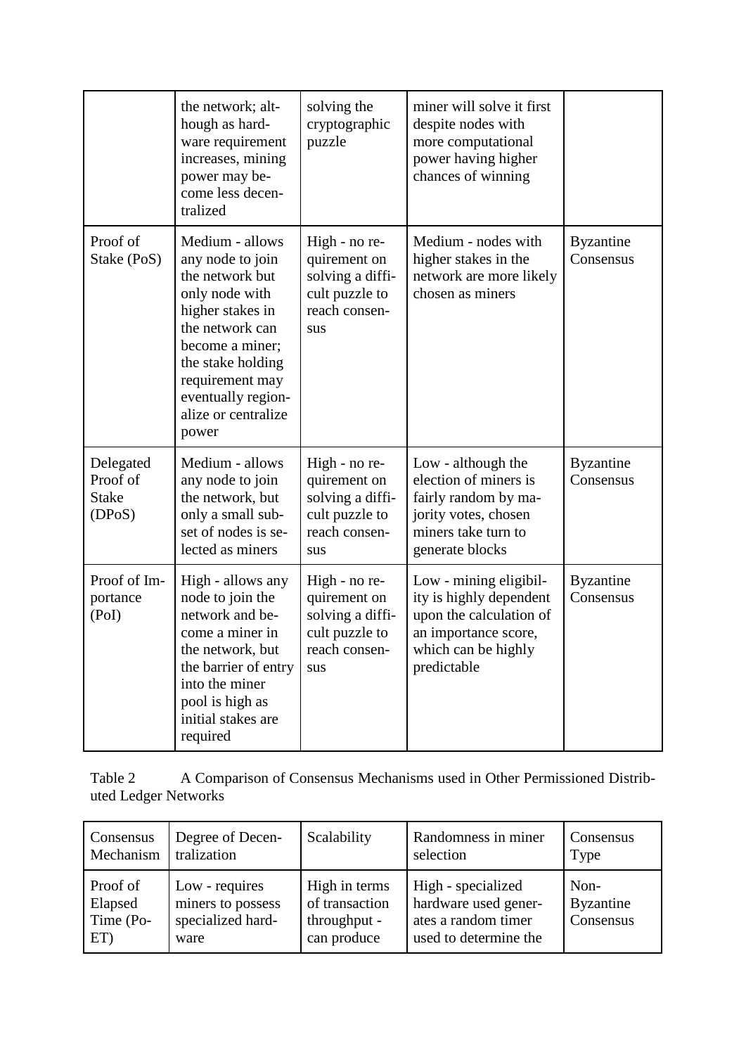| | | | | |
|---|---|---|---|---|
| | the network; although as hardware requirement increases, mining power may become less decentralized | solving the cryptographic puzzle | miner will solve it first despite nodes with more computational power having higher chances of winning | |
| Proof of Stake (PoS) | Medium - allows any node to join the network but only node with higher stakes in the network can become a miner; the stake holding requirement may eventually regionalize or centralize power | High - no requirement on solving a difficult puzzle to reach consensus | Medium - nodes with higher stakes in the network are more likely chosen as miners | Byzantine Consensus |
| Delegated Proof of Stake (DPoS) | Medium - allows any node to join the network, but only a small subset of nodes is selected as miners | High - no requirement on solving a difficult puzzle to reach consensus | Low - although the election of miners is fairly random by majority votes, chosen miners take turn to generate blocks | Byzantine Consensus |
| Proof of Importance (PoI) | High - allows any node to join the network and become a miner in the network, but the barrier of entry into the miner pool is high as initial stakes are required | High - no requirement on solving a difficult puzzle to reach consensus | Low - mining eligibility is highly dependent upon the calculation of an importance score, which can be highly predictable | Byzantine Consensus |

Table 2 A Comparison of Consensus Mechanisms used in Other Permissioned Distributed Ledger Networks

| Consensus Mechanism | Degree of Decentralization | Scalability | Randomness in miner selection | Consensus Type |
|---|---|---|---|---|
| Proof of Elapsed Time (PoET) | Low - requires miners to possess specialized hardware | High in terms of transaction throughput - can produce | High - specialized hardware used generates a random timer used to determine the | Non-Byzantine Consensus |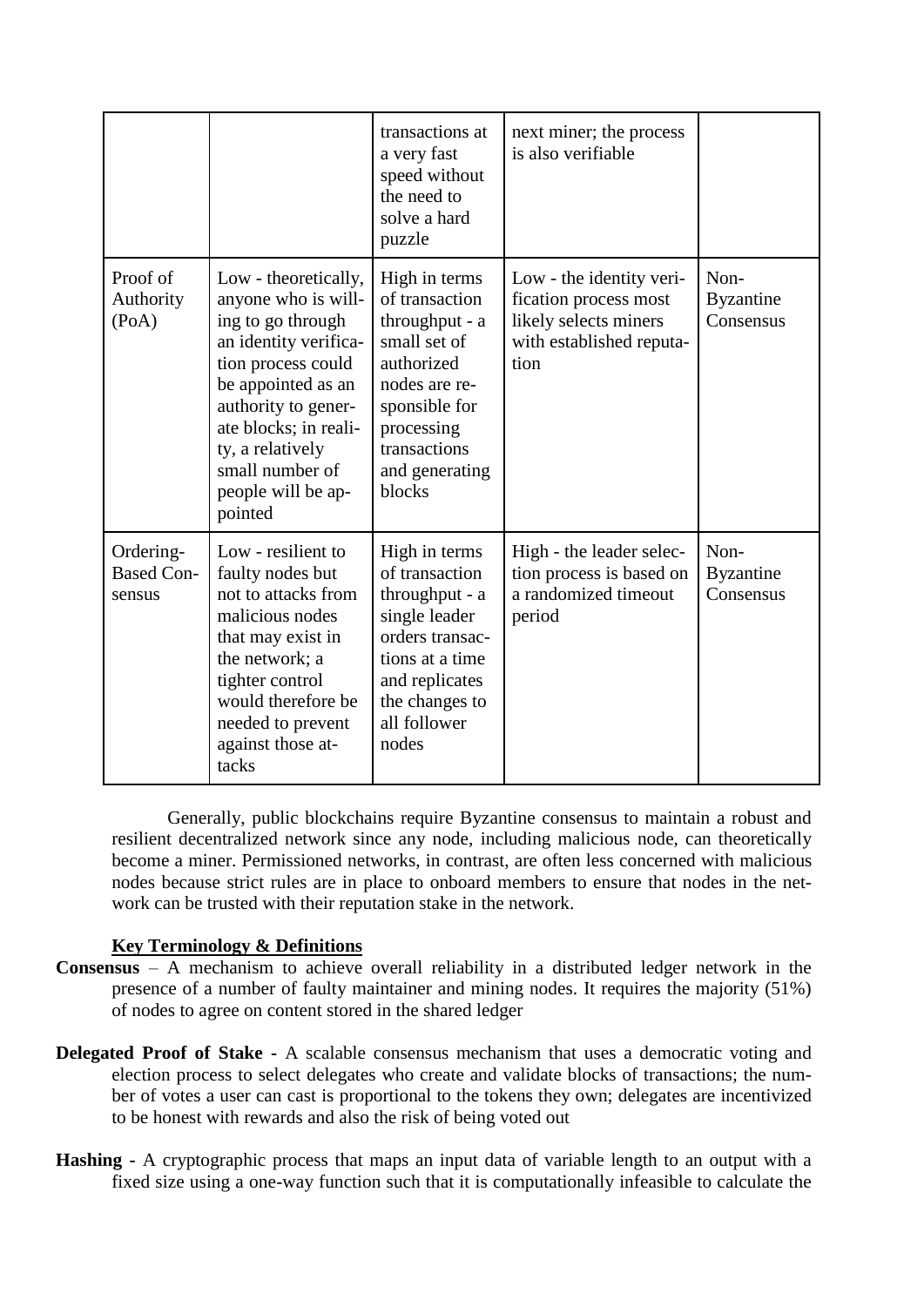| | | | | |
|---|---|---|---|---|
| | | transactions at a very fast speed without the need to solve a hard puzzle | next miner; the process is also verifiable | |
| Proof of Authority (PoA) | Low - theoretically, anyone who is willing to go through an identity verification process could be appointed as an authority to generate blocks; in reality, a relatively small number of people will be appointed | High in terms of transaction throughput - a small set of authorized nodes are responsible for processing transactions and generating blocks | Low - the identity verification process most likely selects miners with established reputation | Non-Byzantine Consensus |
| Ordering-Based Consensus | Low - resilient to faulty nodes but not to attacks from malicious nodes that may exist in the network; a tighter control would therefore be needed to prevent against those attacks | High in terms of transaction throughput - a single leader orders transactions at a time and replicates the changes to all follower nodes | High - the leader selection process is based on a randomized timeout period | Non-Byzantine Consensus |

Generally, public blockchains require Byzantine consensus to maintain a robust and resilient decentralized network since any node, including malicious node, can theoretically become a miner. Permissioned networks, in contrast, are often less concerned with malicious nodes because strict rules are in place to onboard members to ensure that nodes in the network can be trusted with their reputation stake in the network.

**Key Terminology & Definitions**

**Consensus** – A mechanism to achieve overall reliability in a distributed ledger network in the presence of a number of faulty maintainer and mining nodes. It requires the majority (51%) of nodes to agree on content stored in the shared ledger

**Delegated Proof of Stake -** A scalable consensus mechanism that uses a democratic voting and election process to select delegates who create and validate blocks of transactions; the number of votes a user can cast is proportional to the tokens they own; delegates are incentivized to be honest with rewards and also the risk of being voted out

**Hashing -** A cryptographic process that maps an input data of variable length to an output with a fixed size using a one-way function such that it is computationally infeasible to calculate the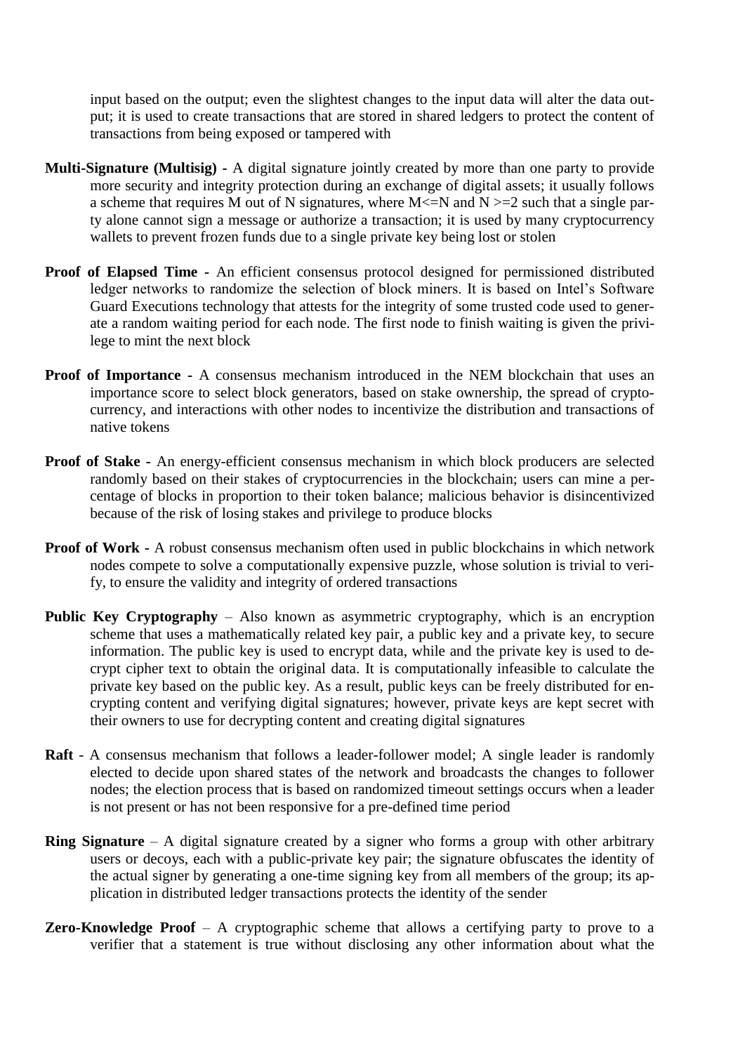input based on the output; even the slightest changes to the input data will alter the data output; it is used to create transactions that are stored in shared ledgers to protect the content of transactions from being exposed or tampered with

**Multi-Signature (Multisig) -** A digital signature jointly created by more than one party to provide more security and integrity protection during an exchange of digital assets; it usually follows a scheme that requires M out of N signatures, where $M<=N$ and $N>=2$ such that a single party alone cannot sign a message or authorize a transaction; it is used by many cryptocurrency wallets to prevent frozen funds due to a single private key being lost or stolen

**Proof of Elapsed Time -** An efficient consensus protocol designed for permissioned distributed ledger networks to randomize the selection of block miners. It is based on Intel's Software Guard Executions technology that attests for the integrity of some trusted code used to generate a random waiting period for each node. The first node to finish waiting is given the privilege to mint the next block

**Proof of Importance -** A consensus mechanism introduced in the NEM blockchain that uses an importance score to select block generators, based on stake ownership, the spread of cryptocurrency, and interactions with other nodes to incentivize the distribution and transactions of native tokens

**Proof of Stake -** An energy-efficient consensus mechanism in which block producers are selected randomly based on their stakes of cryptocurrencies in the blockchain; users can mine a percentage of blocks in proportion to their token balance; malicious behavior is disincentivized because of the risk of losing stakes and privilege to produce blocks

**Proof of Work -** A robust consensus mechanism often used in public blockchains in which network nodes compete to solve a computationally expensive puzzle, whose solution is trivial to verify, to ensure the validity and integrity of ordered transactions

**Public Key Cryptography** – Also known as asymmetric cryptography, which is an encryption scheme that uses a mathematically related key pair, a public key and a private key, to secure information. The public key is used to encrypt data, while and the private key is used to decrypt cipher text to obtain the original data. It is computationally infeasible to calculate the private key based on the public key. As a result, public keys can be freely distributed for encrypting content and verifying digital signatures; however, private keys are kept secret with their owners to use for decrypting content and creating digital signatures

**Raft** - A consensus mechanism that follows a leader-follower model; A single leader is randomly elected to decide upon shared states of the network and broadcasts the changes to follower nodes; the election process that is based on randomized timeout settings occurs when a leader is not present or has not been responsive for a pre-defined time period

**Ring Signature** – A digital signature created by a signer who forms a group with other arbitrary users or decoys, each with a public-private key pair; the signature obfuscates the identity of the actual signer by generating a one-time signing key from all members of the group; its application in distributed ledger transactions protects the identity of the sender

**Zero-Knowledge Proof** – A cryptographic scheme that allows a certifying party to prove to a verifier that a statement is true without disclosing any other information about what the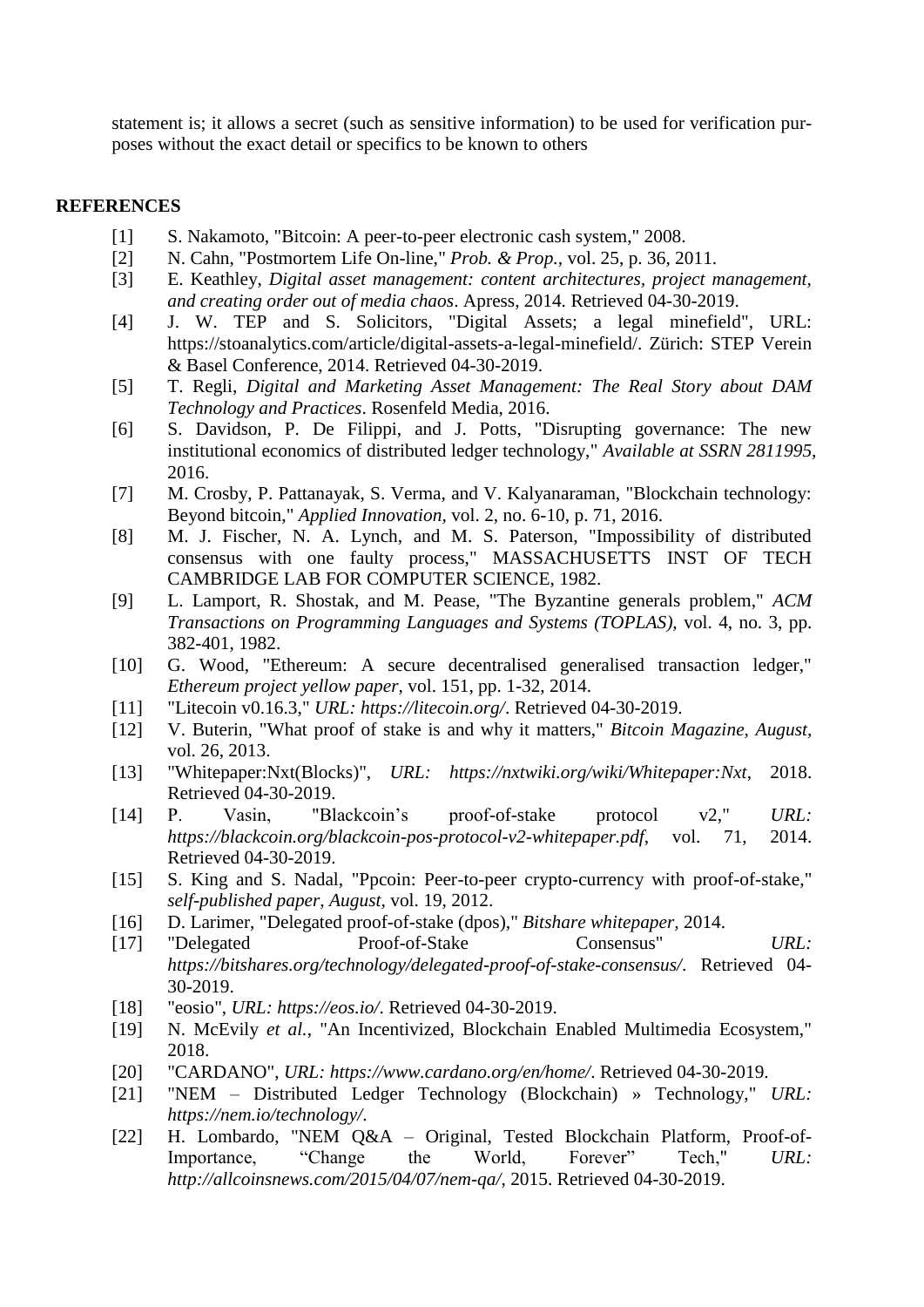statement is; it allows a secret (such as sensitive information) to be used for verification purposes without the exact detail or specifics to be known to others

## REFERENCES

[1] S. Nakamoto, "Bitcoin: A peer-to-peer electronic cash system," 2008.

[2] N. Cahn, "Postmortem Life On-line," *Prob. & Prop.*, vol. 25, p. 36, 2011.

[3] E. Keathley, *Digital asset management: content architectures, project management, and creating order out of media chaos*. Apress, 2014. Retrieved 04-30-2019.

[4] J. W. TEP and S. Solicitors, "Digital Assets; a legal minefield", URL: https://stoanalytics.com/article/digital-assets-a-legal-minefield/. Zürich: STEP Verein & Basel Conference, 2014. Retrieved 04-30-2019.

[5] T. Regli, *Digital and Marketing Asset Management: The Real Story about DAM Technology and Practices*. Rosenfeld Media, 2016.

[6] S. Davidson, P. De Filippi, and J. Potts, "Disrupting governance: The new institutional economics of distributed ledger technology," *Available at SSRN 2811995,* 2016.

[7] M. Crosby, P. Pattanayak, S. Verma, and V. Kalyanaraman, "Blockchain technology: Beyond bitcoin," *Applied Innovation*, vol. 2, no. 6-10, p. 71, 2016.

[8] M. J. Fischer, N. A. Lynch, and M. S. Paterson, "Impossibility of distributed consensus with one faulty process," MASSACHUSETTS INST OF TECH CAMBRIDGE LAB FOR COMPUTER SCIENCE, 1982.

[9] L. Lamport, R. Shostak, and M. Pease, "The Byzantine generals problem," *ACM Transactions on Programming Languages and Systems (TOPLAS)*, vol. 4, no. 3, pp. 382-401, 1982.

[10] G. Wood, "Ethereum: A secure decentralised generalised transaction ledger," *Ethereum project yellow paper*, vol. 151, pp. 1-32, 2014.

[11] "Litecoin v0.16.3," *URL: https://litecoin.org/*. Retrieved 04-30-2019.

[12] V. Buterin, "What proof of stake is and why it matters," *Bitcoin Magazine, August*, vol. 26, 2013.

[13] "Whitepaper:Nxt(Blocks)", *URL: https://nxtwiki.org/wiki/Whitepaper:Nxt*, 2018. Retrieved 04-30-2019.

[14] P. Vasin, "Blackcoin's proof-of-stake protocol v2," *URL: https://blackcoin.org/blackcoin-pos-protocol-v2-whitepaper.pdf*, vol. 71, 2014. Retrieved 04-30-2019.

[15] S. King and S. Nadal, "Ppcoin: Peer-to-peer crypto-currency with proof-of-stake," *self-published paper, August*, vol. 19, 2012.

[16] D. Larimer, "Delegated proof-of-stake (dpos)," *Bitshare whitepaper,* 2014.

[17] "Delegated Proof-of-Stake Consensus" *URL: https://bitshares.org/technology/delegated-proof-of-stake-consensus/*. Retrieved 04-30-2019.

[18] "eosio", *URL: https://eos.io/*. Retrieved 04-30-2019.

[19] N. McEvily *et al.*, "An Incentivized, Blockchain Enabled Multimedia Ecosystem," 2018.

[20] "CARDANO", *URL: https://www.cardano.org/en/home/*. Retrieved 04-30-2019.

[21] "NEM – Distributed Ledger Technology (Blockchain) » Technology," *URL: https://nem.io/technology/*.

[22] H. Lombardo, "NEM Q&A – Original, Tested Blockchain Platform, Proof-of-Importance, "Change the World, Forever" Tech," *URL: http://allcoinsnews.com/2015/04/07/nem-qa/*, 2015. Retrieved 04-30-2019.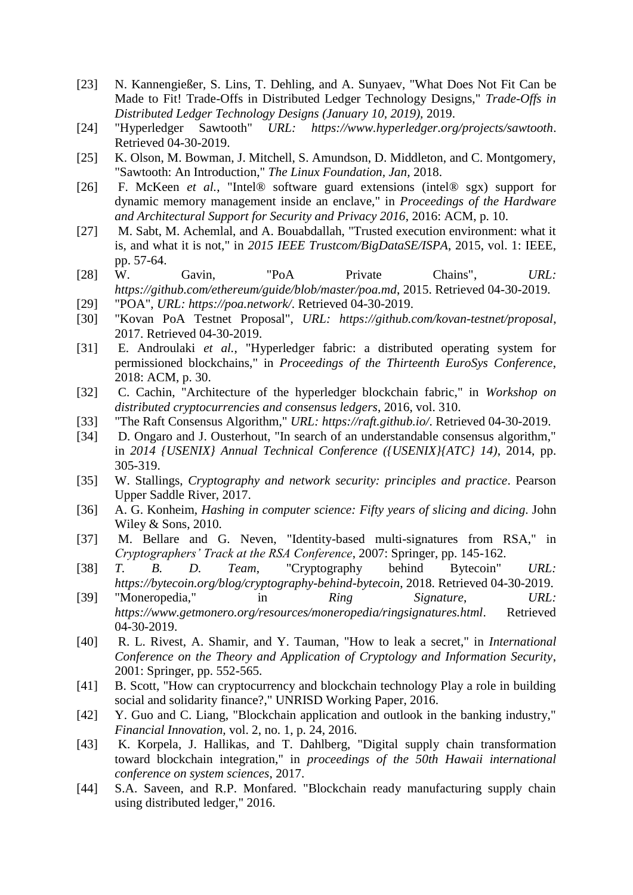[23] N. Kannengießer, S. Lins, T. Dehling, and A. Sunyaev, "What Does Not Fit Can be Made to Fit! Trade-Offs in Distributed Ledger Technology Designs," *Trade-Offs in Distributed Ledger Technology Designs (January 10, 2019)*, 2019.

[24] "Hyperledger Sawtooth" *URL: https://www.hyperledger.org/projects/sawtooth*. Retrieved 04-30-2019.

[25] K. Olson, M. Bowman, J. Mitchell, S. Amundson, D. Middleton, and C. Montgomery, "Sawtooth: An Introduction," *The Linux Foundation, Jan*, 2018.

[26] F. McKeen *et al.*, "Intel® software guard extensions (intel® sgx) support for dynamic memory management inside an enclave," in *Proceedings of the Hardware and Architectural Support for Security and Privacy 2016*, 2016: ACM, p. 10.

[27] M. Sabt, M. Achemlal, and A. Bouabdallah, "Trusted execution environment: what it is, and what it is not," in *2015 IEEE Trustcom/BigDataSE/ISPA*, 2015, vol. 1: IEEE, pp. 57-64.

[28] W. Gavin, "PoA Private Chains", *URL: https://github.com/ethereum/guide/blob/master/poa.md*, 2015. Retrieved 04-30-2019.

[29] "POA", *URL: https://poa.network/*. Retrieved 04-30-2019.

[30] "Kovan PoA Testnet Proposal", *URL: https://github.com/kovan-testnet/proposal*, 2017. Retrieved 04-30-2019.

[31] E. Androulaki *et al.*, "Hyperledger fabric: a distributed operating system for permissioned blockchains," in *Proceedings of the Thirteenth EuroSys Conference*, 2018: ACM, p. 30.

[32] C. Cachin, "Architecture of the hyperledger blockchain fabric," in *Workshop on distributed cryptocurrencies and consensus ledgers*, 2016, vol. 310.

[33] "The Raft Consensus Algorithm," *URL: https://raft.github.io/*. Retrieved 04-30-2019.

[34] D. Ongaro and J. Ousterhout, "In search of an understandable consensus algorithm," in *2014 {USENIX} Annual Technical Conference ({USENIX}{ATC} 14)*, 2014, pp. 305-319.

[35] W. Stallings, *Cryptography and network security: principles and practice*. Pearson Upper Saddle River, 2017.

[36] A. G. Konheim, *Hashing in computer science: Fifty years of slicing and dicing*. John Wiley & Sons, 2010.

[37] M. Bellare and G. Neven, "Identity-based multi-signatures from RSA," in *Cryptographers' Track at the RSA Conference*, 2007: Springer, pp. 145-162.

[38] *T. B. D. Team*, "Cryptography behind Bytecoin" *URL: https://bytecoin.org/blog/cryptography-behind-bytecoin*, 2018. Retrieved 04-30-2019.

[39] "Moneropedia," in *Ring Signature*, *URL: https://www.getmonero.org/resources/moneropedia/ringsignatures.html*. Retrieved 04-30-2019.

[40] R. L. Rivest, A. Shamir, and Y. Tauman, "How to leak a secret," in *International Conference on the Theory and Application of Cryptology and Information Security*, 2001: Springer, pp. 552-565.

[41] B. Scott, "How can cryptocurrency and blockchain technology Play a role in building social and solidarity finance?," UNRISD Working Paper, 2016.

[42] Y. Guo and C. Liang, "Blockchain application and outlook in the banking industry," *Financial Innovation*, vol. 2, no. 1, p. 24, 2016.

[43] K. Korpela, J. Hallikas, and T. Dahlberg, "Digital supply chain transformation toward blockchain integration," in *proceedings of the 50th Hawaii international conference on system sciences*, 2017.

[44] S.A. Saveen, and R.P. Monfared. "Blockchain ready manufacturing supply chain using distributed ledger," 2016.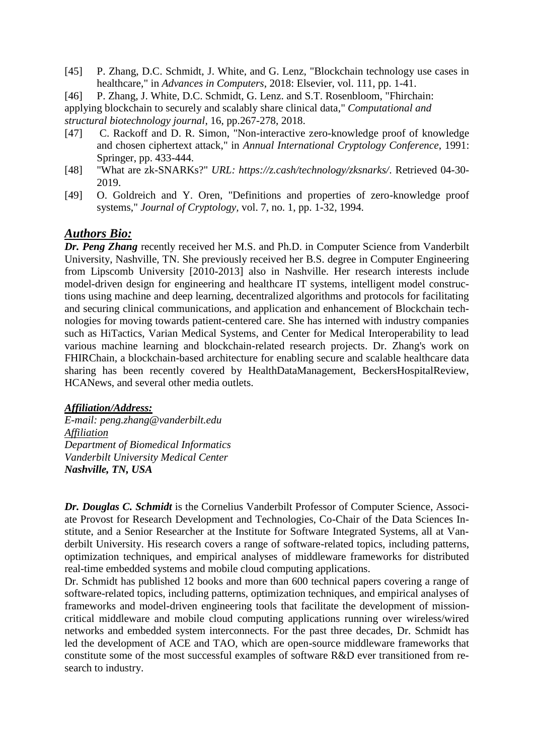[45] P. Zhang, D.C. Schmidt, J. White, and G. Lenz, "Blockchain technology use cases in healthcare," in *Advances in Computers*, 2018: Elsevier, vol. 111, pp. 1-41.

[46] P. Zhang, J. White, D.C. Schmidt, G. Lenz. and S.T. Rosenbloom, "Fhirchain: applying blockchain to securely and scalably share clinical data," *Computational and structural biotechnology journal*, 16, pp.267-278, 2018.

[47] C. Rackoff and D. R. Simon, "Non-interactive zero-knowledge proof of knowledge and chosen ciphertext attack," in *Annual International Cryptology Conference*, 1991: Springer, pp. 433-444.

[48] "What are zk-SNARKs?" *URL: https://z.cash/technology/zksnarks/*. Retrieved 04-30-2019.

[49] O. Goldreich and Y. Oren, "Definitions and properties of zero-knowledge proof systems," *Journal of Cryptology*, vol. 7, no. 1, pp. 1-32, 1994.

## ***Authors Bio:***

***Dr. Peng Zhang*** recently received her M.S. and Ph.D. in Computer Science from Vanderbilt University, Nashville, TN. She previously received her B.S. degree in Computer Engineering from Lipscomb University [2010-2013] also in Nashville. Her research interests include model-driven design for engineering and healthcare IT systems, intelligent model constructions using machine and deep learning, decentralized algorithms and protocols for facilitating and securing clinical communications, and application and enhancement of Blockchain technologies for moving towards patient-centered care. She has interned with industry companies such as HiTactics, Varian Medical Systems, and Center for Medical Interoperability to lead various machine learning and blockchain-related research projects. Dr. Zhang's work on FHIRChain, a blockchain-based architecture for enabling secure and scalable healthcare data sharing has been recently covered by HealthDataManagement, BeckersHospitalReview, HCANews, and several other media outlets.

***Affiliation/Address:***

*E-mail: peng.zhang@vanderbilt.edu*
*Affiliation*
*Department of Biomedical Informatics*
*Vanderbilt University Medical Center*
***Nashville, TN, USA***

***Dr. Douglas C. Schmidt*** is the Cornelius Vanderbilt Professor of Computer Science, Associate Provost for Research Development and Technologies, Co-Chair of the Data Sciences Institute, and a Senior Researcher at the Institute for Software Integrated Systems, all at Vanderbilt University. His research covers a range of software-related topics, including patterns, optimization techniques, and empirical analyses of middleware frameworks for distributed real-time embedded systems and mobile cloud computing applications.
Dr. Schmidt has published 12 books and more than 600 technical papers covering a range of software-related topics, including patterns, optimization techniques, and empirical analyses of frameworks and model-driven engineering tools that facilitate the development of mission-critical middleware and mobile cloud computing applications running over wireless/wired networks and embedded system interconnects. For the past three decades, Dr. Schmidt has led the development of ACE and TAO, which are open-source middleware frameworks that constitute some of the most successful examples of software R&D ever transitioned from research to industry.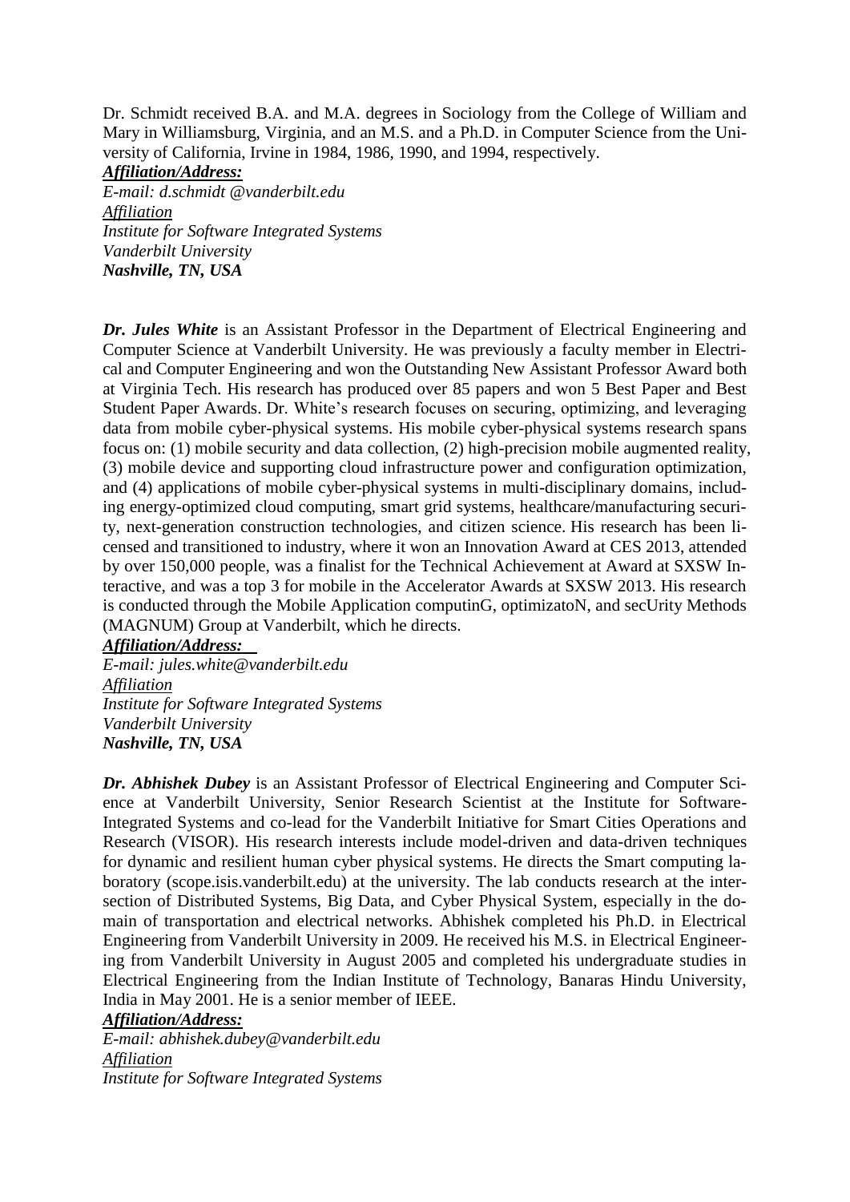Dr. Schmidt received B.A. and M.A. degrees in Sociology from the College of William and Mary in Williamsburg, Virginia, and an M.S. and a Ph.D. in Computer Science from the University of California, Irvine in 1984, 1986, 1990, and 1994, respectively.

***Affiliation/Address:***

*E-mail: d.schmidt @vanderbilt.edu*

*Affiliation*

*Institute for Software Integrated Systems*

*Vanderbilt University*

***Nashville, TN, USA***

***Dr. Jules White*** is an Assistant Professor in the Department of Electrical Engineering and Computer Science at Vanderbilt University. He was previously a faculty member in Electrical and Computer Engineering and won the Outstanding New Assistant Professor Award both at Virginia Tech. His research has produced over 85 papers and won 5 Best Paper and Best Student Paper Awards. Dr. White's research focuses on securing, optimizing, and leveraging data from mobile cyber-physical systems. His mobile cyber-physical systems research spans focus on: (1) mobile security and data collection, (2) high-precision mobile augmented reality, (3) mobile device and supporting cloud infrastructure power and configuration optimization, and (4) applications of mobile cyber-physical systems in multi-disciplinary domains, including energy-optimized cloud computing, smart grid systems, healthcare/manufacturing security, next-generation construction technologies, and citizen science. His research has been licensed and transitioned to industry, where it won an Innovation Award at CES 2013, attended by over 150,000 people, was a finalist for the Technical Achievement at Award at SXSW Interactive, and was a top 3 for mobile in the Accelerator Awards at SXSW 2013. His research is conducted through the Mobile Application computinG, optimizatoN, and secUrity Methods (MAGNUM) Group at Vanderbilt, which he directs.

***Affiliation/Address:***

*E-mail: jules.white@vanderbilt.edu*

*Affiliation*

*Institute for Software Integrated Systems*

*Vanderbilt University*

***Nashville, TN, USA***

***Dr. Abhishek Dubey*** is an Assistant Professor of Electrical Engineering and Computer Science at Vanderbilt University, Senior Research Scientist at the Institute for Software-Integrated Systems and co-lead for the Vanderbilt Initiative for Smart Cities Operations and Research (VISOR). His research interests include model-driven and data-driven techniques for dynamic and resilient human cyber physical systems. He directs the Smart computing laboratory (scope.isis.vanderbilt.edu) at the university. The lab conducts research at the intersection of Distributed Systems, Big Data, and Cyber Physical System, especially in the domain of transportation and electrical networks. Abhishek completed his Ph.D. in Electrical Engineering from Vanderbilt University in 2009. He received his M.S. in Electrical Engineering from Vanderbilt University in August 2005 and completed his undergraduate studies in Electrical Engineering from the Indian Institute of Technology, Banaras Hindu University, India in May 2001. He is a senior member of IEEE.

***Affiliation/Address:***

*E-mail: abhishek.dubey@vanderbilt.edu*

*Affiliation*

*Institute for Software Integrated Systems*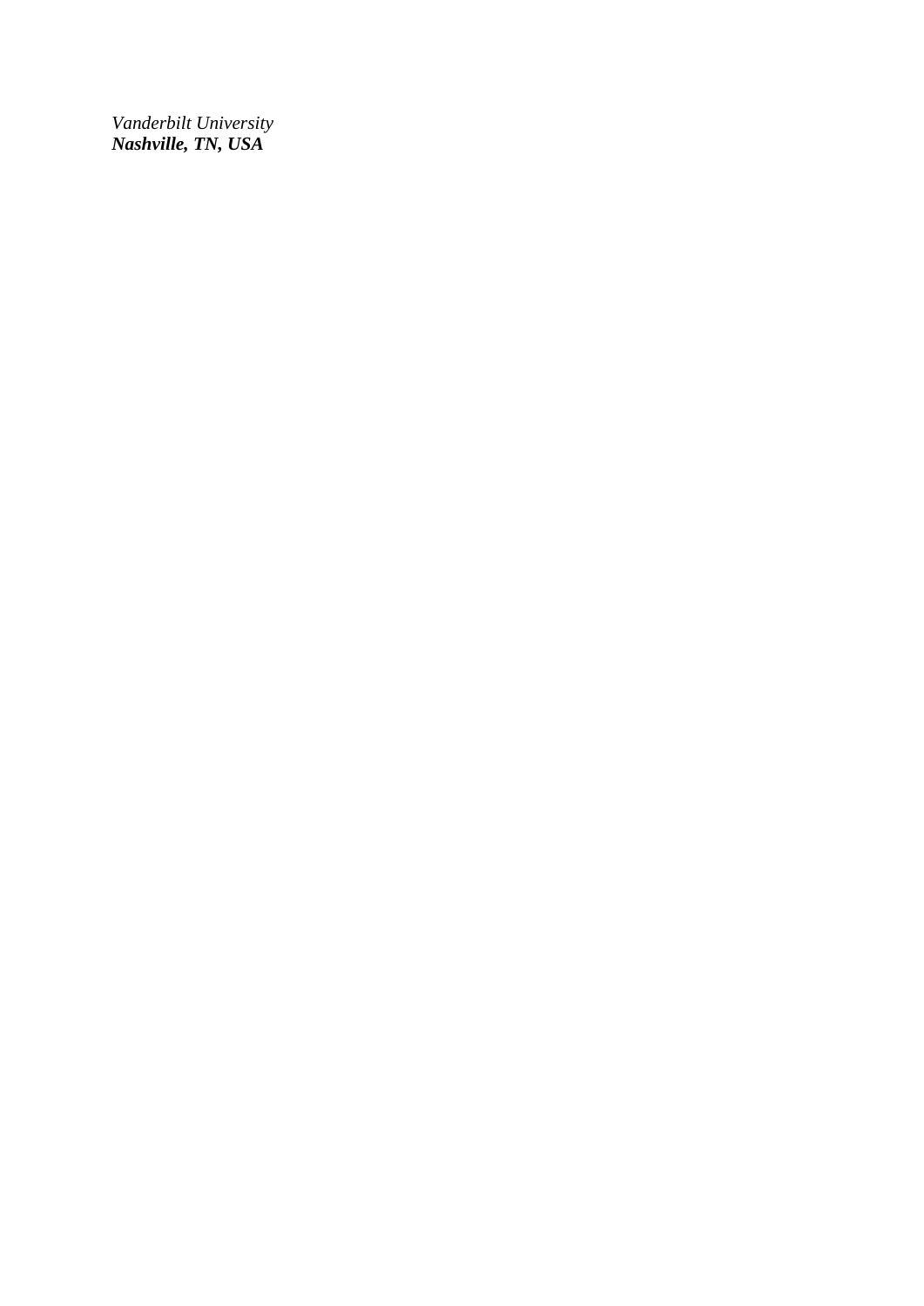*Vanderbilt University*
***Nashville, TN, USA***